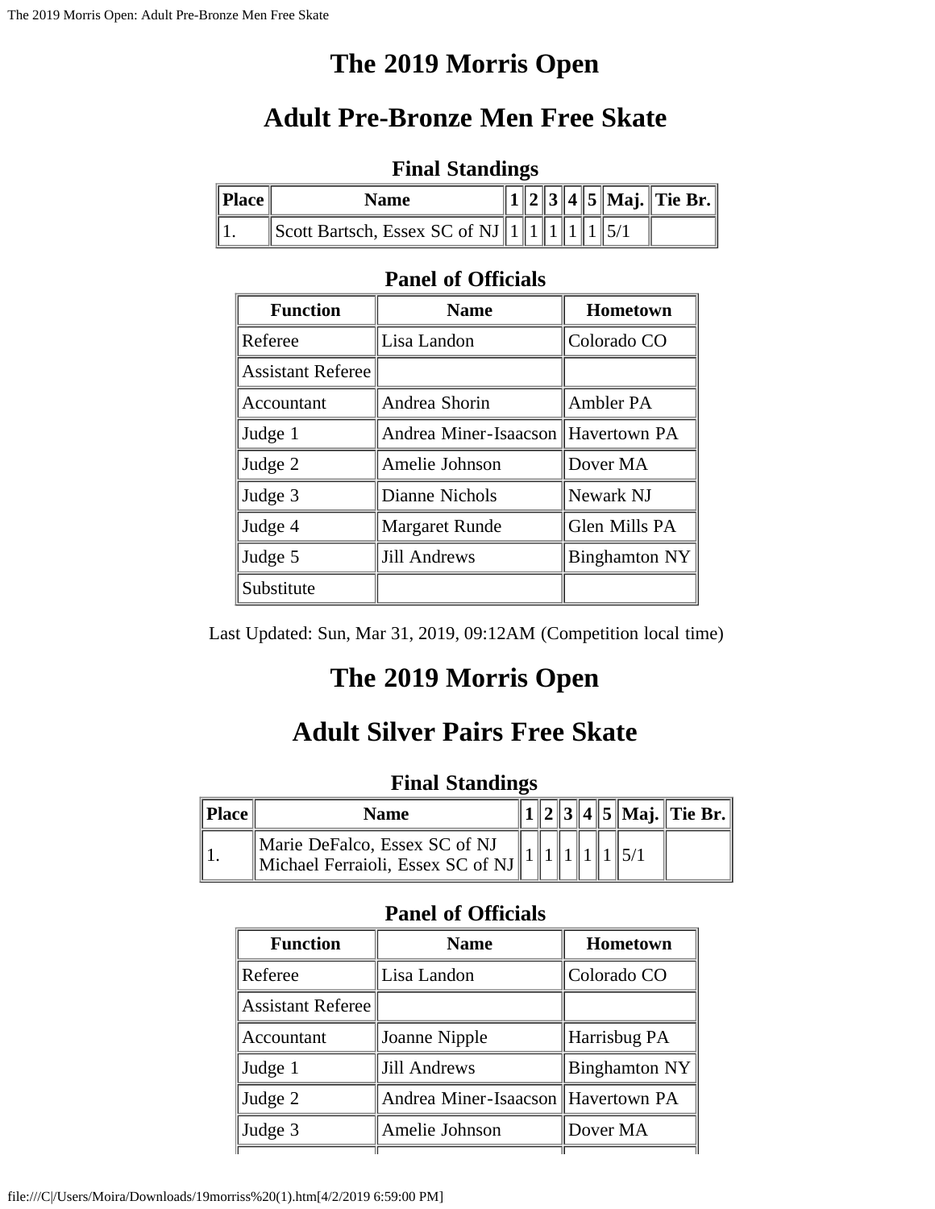# The 2019 Morris Open

## Adult Pre-Bronze Men Free Skate

### Final Standings

| Place | Name | 1 | 2 | 3 | 4 | 5 | Maj. | Tie Br. |
|---|---|---|---|---|---|---|---|---|
| 1. | Scott Bartsch, Essex SC of NJ | 1 | 1 | 1 | 1 | 1 | 5/1 | |

### Panel of Officials

| Function | Name | Hometown |
|---|---|---|
| Referee | Lisa Landon | Colorado CO |
| Assistant Referee | | |
| Accountant | Andrea Shorin | Ambler PA |
| Judge 1 | Andrea Miner-Isaacson | Havertown PA |
| Judge 2 | Amelie Johnson | Dover MA |
| Judge 3 | Dianne Nichols | Newark NJ |
| Judge 4 | Margaret Runde | Glen Mills PA |
| Judge 5 | Jill Andrews | Binghamton NY |
| Substitute | | |

Last Updated: Sun, Mar 31, 2019, 09:12AM (Competition local time)

# The 2019 Morris Open

## Adult Silver Pairs Free Skate

### Final Standings

| Place | Name | 1 | 2 | 3 | 4 | 5 | Maj. | Tie Br. |
|---|---|---|---|---|---|---|---|---|
| 1. | Marie DeFalco, Essex SC of NJ<br>Michael Ferraioli, Essex SC of NJ | 1 | 1 | 1 | 1 | 1 | 5/1 | |

### Panel of Officials

| Function | Name | Hometown |
|---|---|---|
| Referee | Lisa Landon | Colorado CO |
| Assistant Referee | | |
| Accountant | Joanne Nipple | Harrisbug PA |
| Judge 1 | Jill Andrews | Binghamton NY |
| Judge 2 | Andrea Miner-Isaacson | Havertown PA |
| Judge 3 | Amelie Johnson | Dover MA |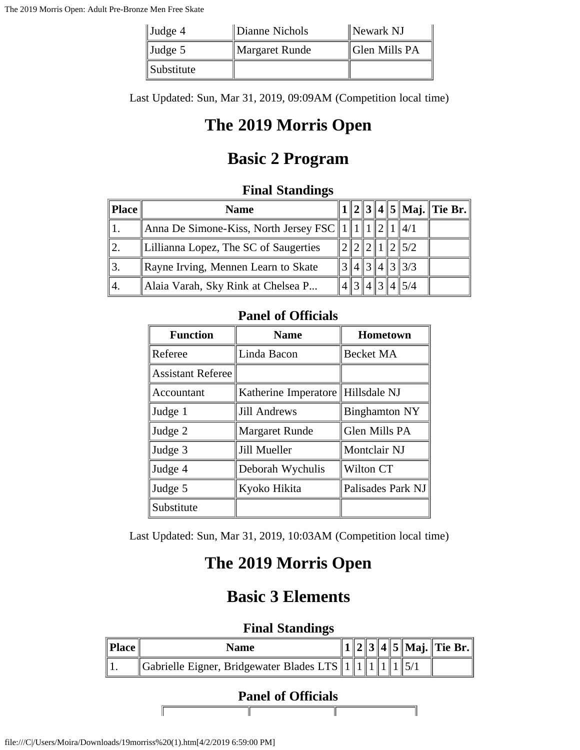| Judge 4 | Dianne Nichols | Newark NJ |
| --- | --- | --- |
| Judge 5 | Margaret Runde | Glen Mills PA |
| Substitute | | |

Last Updated: Sun, Mar 31, 2019, 09:09AM (Competition local time)

# The 2019 Morris Open

# Basic 2 Program

### Final Standings

| Place | Name | 1 | 2 | 3 | 4 | 5 | Maj. | Tie Br. |
| --- | --- | --- | --- | --- | --- | --- | --- | --- |
| 1. | Anna De Simone-Kiss, North Jersey FSC | 1 | 1 | 1 | 2 | 1 | 4/1 | |
| 2. | Lillianna Lopez, The SC of Saugerties | 2 | 2 | 2 | 1 | 2 | 5/2 | |
| 3. | Rayne Irving, Mennen Learn to Skate | 3 | 4 | 3 | 4 | 3 | 3/3 | |
| 4. | Alaia Varah, Sky Rink at Chelsea P... | 4 | 3 | 4 | 3 | 4 | 5/4 | |

### Panel of Officials

| Function | Name | Hometown |
| --- | --- | --- |
| Referee | Linda Bacon | Becket MA |
| Assistant Referee | | |
| Accountant | Katherine Imperatore | Hillsdale NJ |
| Judge 1 | Jill Andrews | Binghamton NY |
| Judge 2 | Margaret Runde | Glen Mills PA |
| Judge 3 | Jill Mueller | Montclair NJ |
| Judge 4 | Deborah Wychulis | Wilton CT |
| Judge 5 | Kyoko Hikita | Palisades Park NJ |
| Substitute | | |

Last Updated: Sun, Mar 31, 2019, 10:03AM (Competition local time)

# The 2019 Morris Open

# Basic 3 Elements

### Final Standings

| Place | Name | 1 | 2 | 3 | 4 | 5 | Maj. | Tie Br. |
| --- | --- | --- | --- | --- | --- | --- | --- | --- |
| 1. | Gabrielle Eigner, Bridgewater Blades LTS | 1 | 1 | 1 | 1 | 1 | 5/1 | |

### Panel of Officials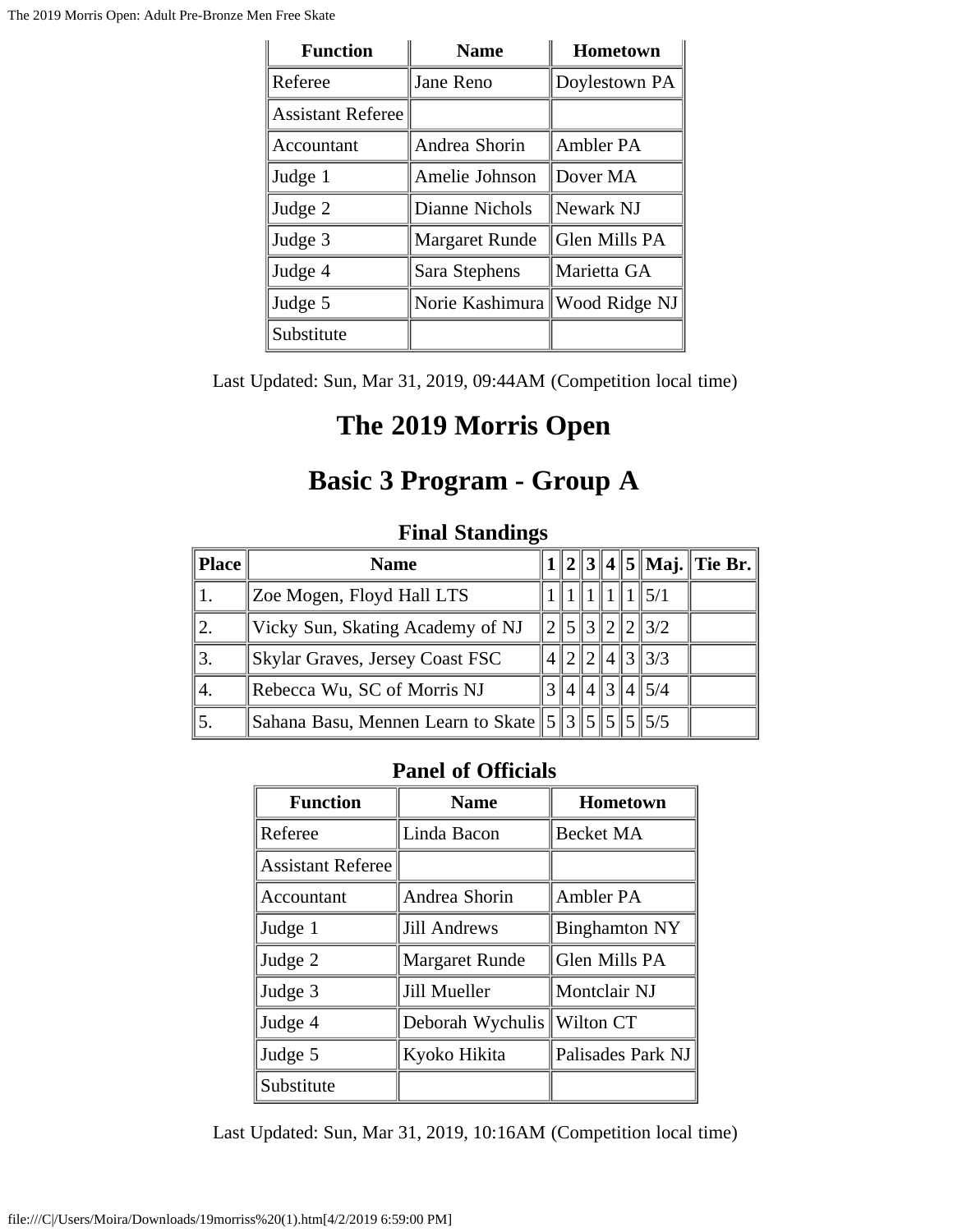| Function | Name | Hometown |
|---|---|---|
| Referee | Jane Reno | Doylestown PA |
| Assistant Referee | | |
| Accountant | Andrea Shorin | Ambler PA |
| Judge 1 | Amelie Johnson | Dover MA |
| Judge 2 | Dianne Nichols | Newark NJ |
| Judge 3 | Margaret Runde | Glen Mills PA |
| Judge 4 | Sara Stephens | Marietta GA |
| Judge 5 | Norie Kashimura | Wood Ridge NJ |
| Substitute | | |

Last Updated: Sun, Mar 31, 2019, 09:44AM (Competition local time)

# The 2019 Morris Open

# Basic 3 Program - Group A

### Final Standings

| Place | Name | 1 | 2 | 3 | 4 | 5 | Maj. | Tie Br. |
|---|---|---|---|---|---|---|---|---|
| 1. | Zoe Mogen, Floyd Hall LTS | 1 | 1 | 1 | 1 | 1 | 5/1 | |
| 2. | Vicky Sun, Skating Academy of NJ | 2 | 5 | 3 | 2 | 2 | 3/2 | |
| 3. | Skylar Graves, Jersey Coast FSC | 4 | 2 | 2 | 4 | 3 | 3/3 | |
| 4. | Rebecca Wu, SC of Morris NJ | 3 | 4 | 4 | 3 | 4 | 5/4 | |
| 5. | Sahana Basu, Mennen Learn to Skate | 5 | 3 | 5 | 5 | 5 | 5/5 | |

### Panel of Officials

| Function | Name | Hometown |
|---|---|---|
| Referee | Linda Bacon | Becket MA |
| Assistant Referee | | |
| Accountant | Andrea Shorin | Ambler PA |
| Judge 1 | Jill Andrews | Binghamton NY |
| Judge 2 | Margaret Runde | Glen Mills PA |
| Judge 3 | Jill Mueller | Montclair NJ |
| Judge 4 | Deborah Wychulis | Wilton CT |
| Judge 5 | Kyoko Hikita | Palisades Park NJ |
| Substitute | | |

Last Updated: Sun, Mar 31, 2019, 10:16AM (Competition local time)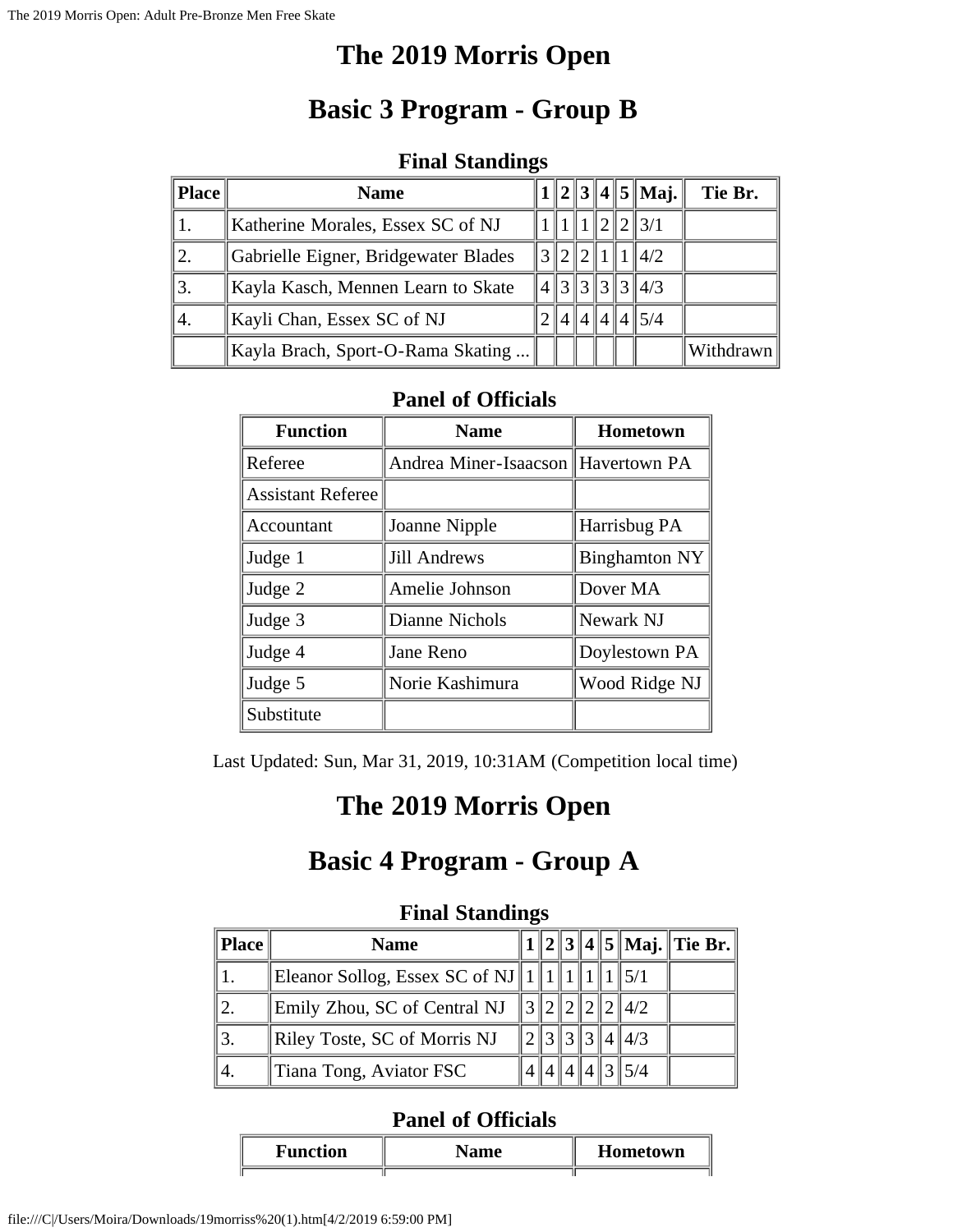# The 2019 Morris Open

## Basic 3 Program - Group B

### Final Standings

| Place | Name | 1 | 2 | 3 | 4 | 5 | Maj. | Tie Br. |
|---|---|---|---|---|---|---|---|---|
| 1. | Katherine Morales, Essex SC of NJ | 1 | 1 | 1 | 2 | 2 | 3/1 | |
| 2. | Gabrielle Eigner, Bridgewater Blades | 3 | 2 | 2 | 1 | 1 | 4/2 | |
| 3. | Kayla Kasch, Mennen Learn to Skate | 4 | 3 | 3 | 3 | 3 | 4/3 | |
| 4. | Kayli Chan, Essex SC of NJ | 2 | 4 | 4 | 4 | 4 | 5/4 | |
| | Kayla Brach, Sport-O-Rama Skating ... | | | | | | | Withdrawn |

### Panel of Officials

| Function | Name | Hometown |
|---|---|---|
| Referee | Andrea Miner-Isaacson | Havertown PA |
| Assistant Referee | | |
| Accountant | Joanne Nipple | Harrisbug PA |
| Judge 1 | Jill Andrews | Binghamton NY |
| Judge 2 | Amelie Johnson | Dover MA |
| Judge 3 | Dianne Nichols | Newark NJ |
| Judge 4 | Jane Reno | Doylestown PA |
| Judge 5 | Norie Kashimura | Wood Ridge NJ |
| Substitute | | |

Last Updated: Sun, Mar 31, 2019, 10:31AM (Competition local time)

# The 2019 Morris Open

## Basic 4 Program - Group A

### Final Standings

| Place | Name | 1 | 2 | 3 | 4 | 5 | Maj. | Tie Br. |
|---|---|---|---|---|---|---|---|---|
| 1. | Eleanor Sollog, Essex SC of NJ | 1 | 1 | 1 | 1 | 1 | 5/1 | |
| 2. | Emily Zhou, SC of Central NJ | 3 | 2 | 2 | 2 | 2 | 4/2 | |
| 3. | Riley Toste, SC of Morris NJ | 2 | 3 | 3 | 3 | 4 | 4/3 | |
| 4. | Tiana Tong, Aviator FSC | 4 | 4 | 4 | 4 | 3 | 5/4 | |

### Panel of Officials

| Function | Name | Hometown |
|---|---|---|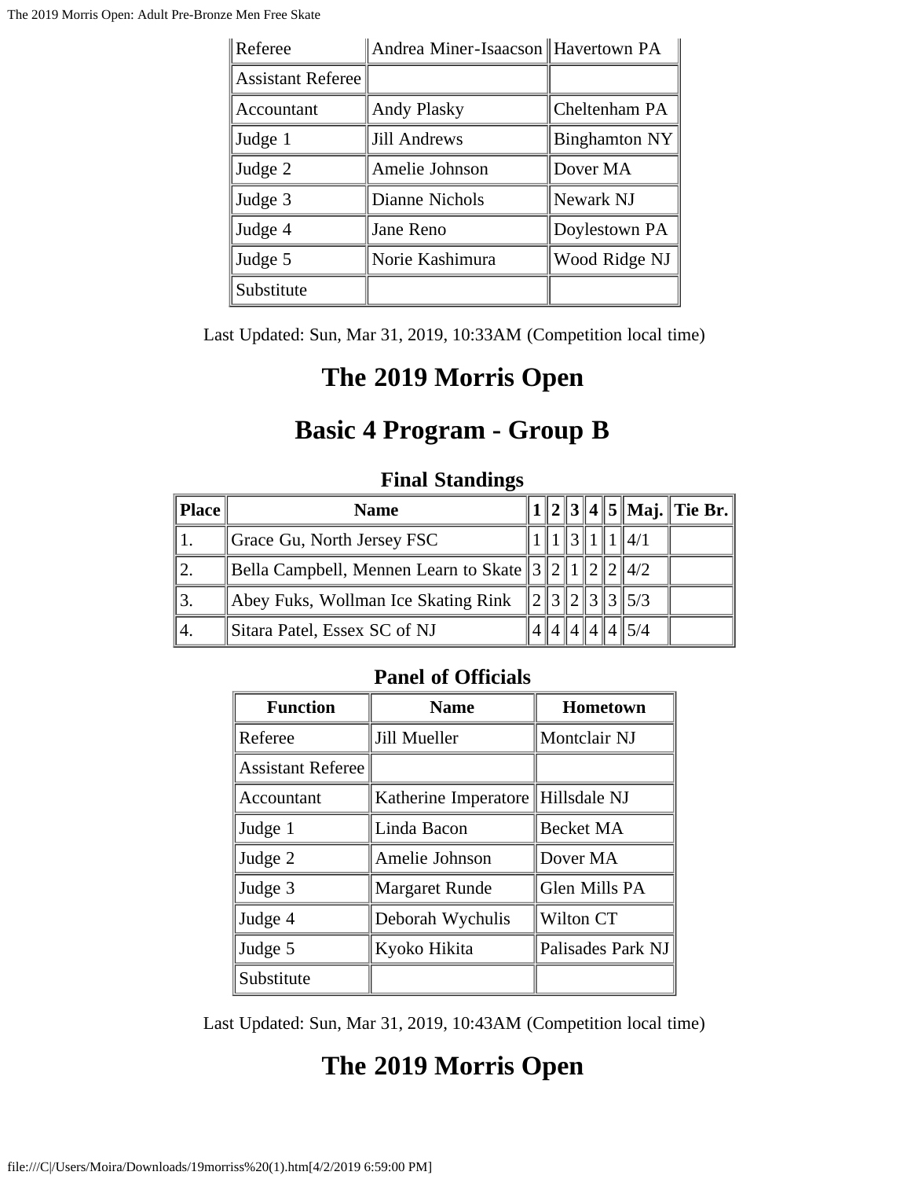| Referee | Andrea Miner-Isaacson | Havertown PA |
|---|---|---|
| Assistant Referee | | |
| Accountant | Andy Plasky | Cheltenham PA |
| Judge 1 | Jill Andrews | Binghamton NY |
| Judge 2 | Amelie Johnson | Dover MA |
| Judge 3 | Dianne Nichols | Newark NJ |
| Judge 4 | Jane Reno | Doylestown PA |
| Judge 5 | Norie Kashimura | Wood Ridge NJ |
| Substitute | | |

Last Updated: Sun, Mar 31, 2019, 10:33AM (Competition local time)

# The 2019 Morris Open

# Basic 4 Program - Group B

### Final Standings

| Place | Name | 1 | 2 | 3 | 4 | 5 | Maj. | Tie Br. |
|---|---|---|---|---|---|---|---|---|
| 1. | Grace Gu, North Jersey FSC | 1 | 1 | 3 | 1 | 1 | 4/1 | |
| 2. | Bella Campbell, Mennen Learn to Skate | 3 | 2 | 1 | 2 | 2 | 4/2 | |
| 3. | Abey Fuks, Wollman Ice Skating Rink | 2 | 3 | 2 | 3 | 3 | 5/3 | |
| 4. | Sitara Patel, Essex SC of NJ | 4 | 4 | 4 | 4 | 4 | 5/4 | |

### Panel of Officials

| Function | Name | Hometown |
|---|---|---|
| Referee | Jill Mueller | Montclair NJ |
| Assistant Referee | | |
| Accountant | Katherine Imperatore | Hillsdale NJ |
| Judge 1 | Linda Bacon | Becket MA |
| Judge 2 | Amelie Johnson | Dover MA |
| Judge 3 | Margaret Runde | Glen Mills PA |
| Judge 4 | Deborah Wychulis | Wilton CT |
| Judge 5 | Kyoko Hikita | Palisades Park NJ |
| Substitute | | |

Last Updated: Sun, Mar 31, 2019, 10:43AM (Competition local time)

# The 2019 Morris Open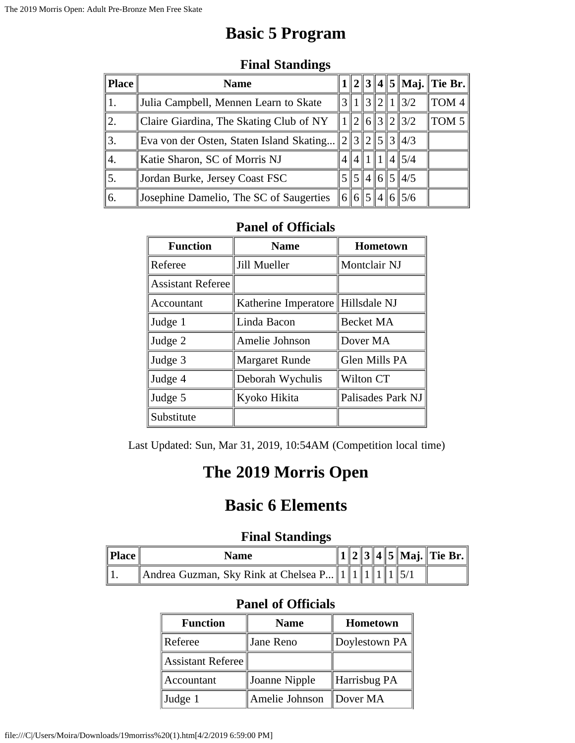# Basic 5 Program

### Final Standings

| Place | Name | 1 | 2 | 3 | 4 | 5 | Maj. | Tie Br. |
|---|---|---|---|---|---|---|---|---|
| 1. | Julia Campbell, Mennen Learn to Skate | 3 | 1 | 3 | 2 | 1 | 3/2 | TOM 4 |
| 2. | Claire Giardina, The Skating Club of NY | 1 | 2 | 6 | 3 | 2 | 3/2 | TOM 5 |
| 3. | Eva von der Osten, Staten Island Skating... | 2 | 3 | 2 | 5 | 3 | 4/3 | |
| 4. | Katie Sharon, SC of Morris NJ | 4 | 4 | 1 | 1 | 4 | 5/4 | |
| 5. | Jordan Burke, Jersey Coast FSC | 5 | 5 | 4 | 6 | 5 | 4/5 | |
| 6. | Josephine Damelio, The SC of Saugerties | 6 | 6 | 5 | 4 | 6 | 5/6 | |

### Panel of Officials

| Function | Name | Hometown |
|---|---|---|
| Referee | Jill Mueller | Montclair NJ |
| Assistant Referee | | |
| Accountant | Katherine Imperatore | Hillsdale NJ |
| Judge 1 | Linda Bacon | Becket MA |
| Judge 2 | Amelie Johnson | Dover MA |
| Judge 3 | Margaret Runde | Glen Mills PA |
| Judge 4 | Deborah Wychulis | Wilton CT |
| Judge 5 | Kyoko Hikita | Palisades Park NJ |
| Substitute | | |

Last Updated: Sun, Mar 31, 2019, 10:54AM (Competition local time)

# The 2019 Morris Open

# Basic 6 Elements

### Final Standings

| Place | Name | 1 | 2 | 3 | 4 | 5 | Maj. | Tie Br. |
|---|---|---|---|---|---|---|---|---|
| 1. | Andrea Guzman, Sky Rink at Chelsea P... | 1 | 1 | 1 | 1 | 1 | 5/1 | |

### Panel of Officials

| Function | Name | Hometown |
|---|---|---|
| Referee | Jane Reno | Doylestown PA |
| Assistant Referee | | |
| Accountant | Joanne Nipple | Harrisbug PA |
| Judge 1 | Amelie Johnson | Dover MA |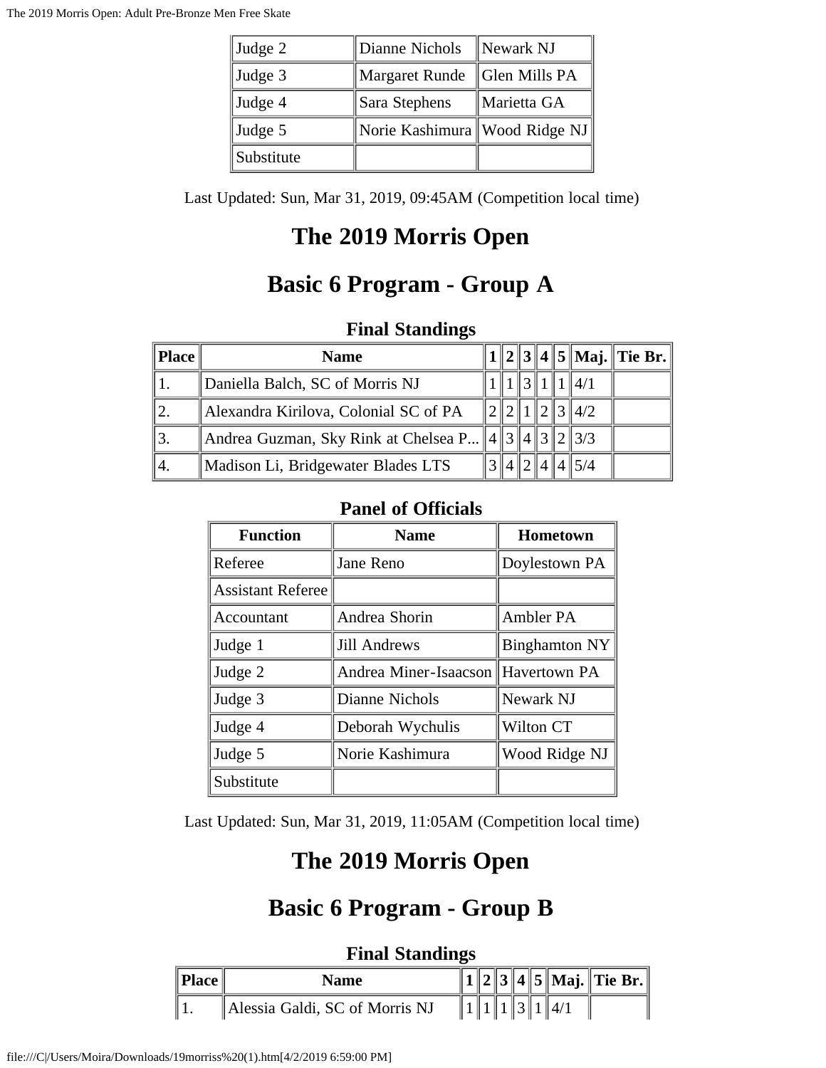| Judge 2 | Dianne Nichols | Newark NJ |
|---|---|---|
| Judge 3 | Margaret Runde | Glen Mills PA |
| Judge 4 | Sara Stephens | Marietta GA |
| Judge 5 | Norie Kashimura | Wood Ridge NJ |
| Substitute | | |

Last Updated: Sun, Mar 31, 2019, 09:45AM (Competition local time)

# The 2019 Morris Open

# Basic 6 Program - Group A

### Final Standings

| Place | Name | 1 | 2 | 3 | 4 | 5 | Maj. | Tie Br. |
|---|---|---|---|---|---|---|---|---|
| 1. | Daniella Balch, SC of Morris NJ | 1 | 1 | 3 | 1 | 1 | 4/1 | |
| 2. | Alexandra Kirilova, Colonial SC of PA | 2 | 2 | 1 | 2 | 3 | 4/2 | |
| 3. | Andrea Guzman, Sky Rink at Chelsea P... | 4 | 3 | 4 | 3 | 2 | 3/3 | |
| 4. | Madison Li, Bridgewater Blades LTS | 3 | 4 | 2 | 4 | 4 | 5/4 | |

### Panel of Officials

| Function | Name | Hometown |
|---|---|---|
| Referee | Jane Reno | Doylestown PA |
| Assistant Referee | | |
| Accountant | Andrea Shorin | Ambler PA |
| Judge 1 | Jill Andrews | Binghamton NY |
| Judge 2 | Andrea Miner-Isaacson | Havertown PA |
| Judge 3 | Dianne Nichols | Newark NJ |
| Judge 4 | Deborah Wychulis | Wilton CT |
| Judge 5 | Norie Kashimura | Wood Ridge NJ |
| Substitute | | |

Last Updated: Sun, Mar 31, 2019, 11:05AM (Competition local time)

# The 2019 Morris Open

# Basic 6 Program - Group B

### Final Standings

| Place | Name | 1 | 2 | 3 | 4 | 5 | Maj. | Tie Br. |
|---|---|---|---|---|---|---|---|---|
| 1. | Alessia Galdi, SC of Morris NJ | 1 | 1 | 1 | 3 | 1 | 4/1 | |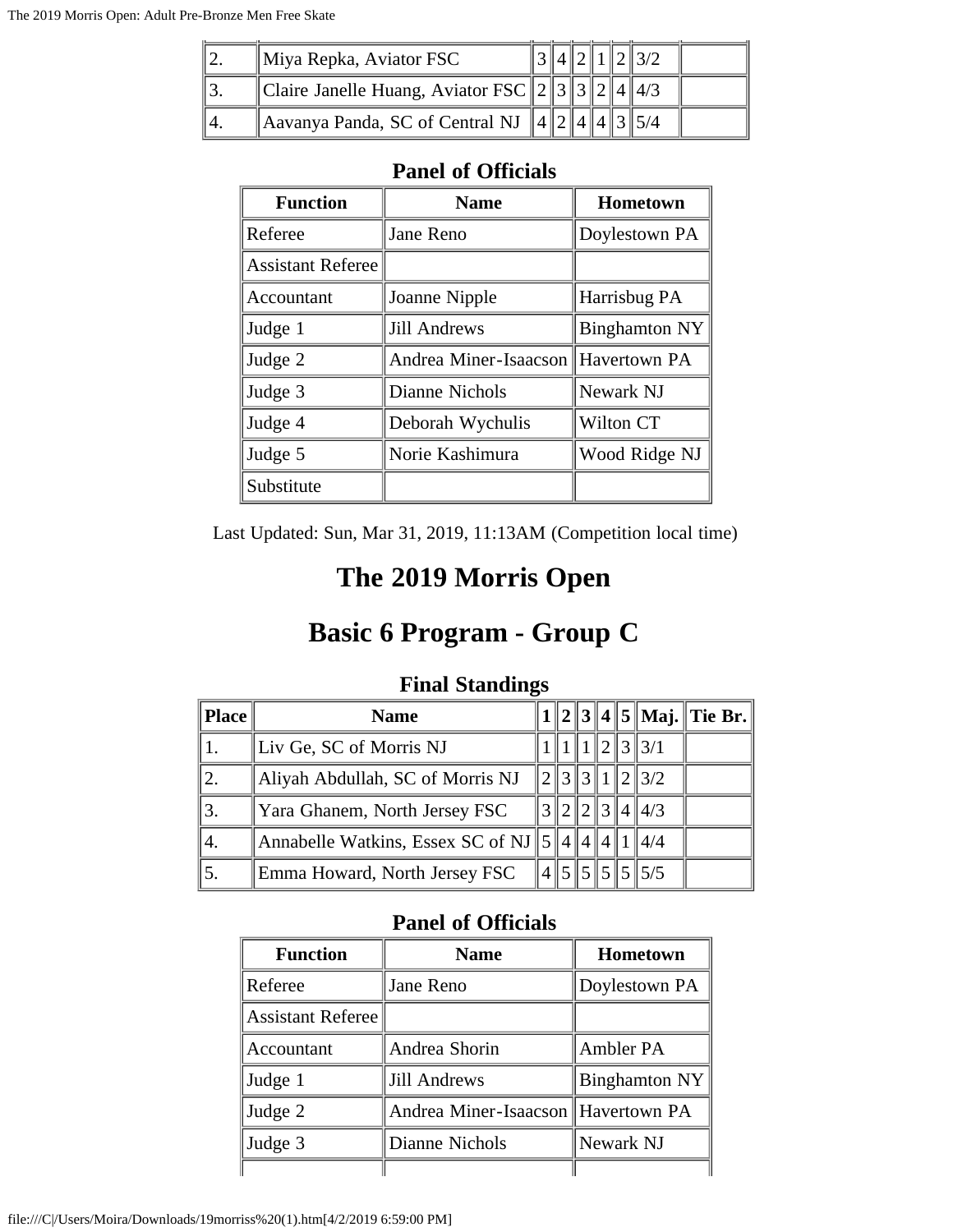| 2. | Miya Repka, Aviator FSC | 3 | 4 | 2 | 1 | 2 | 3/2 | |
|---|---|---|---|---|---|---|---|---|
| 3. | Claire Janelle Huang, Aviator FSC | 2 | 3 | 3 | 2 | 4 | 4/3 | |
| 4. | Aavanya Panda, SC of Central NJ | 4 | 2 | 4 | 4 | 3 | 5/4 | |

### Panel of Officials

| Function | Name | Hometown |
|---|---|---|
| Referee | Jane Reno | Doylestown PA |
| Assistant Referee | | |
| Accountant | Joanne Nipple | Harrisbug PA |
| Judge 1 | Jill Andrews | Binghamton NY |
| Judge 2 | Andrea Miner-Isaacson | Havertown PA |
| Judge 3 | Dianne Nichols | Newark NJ |
| Judge 4 | Deborah Wychulis | Wilton CT |
| Judge 5 | Norie Kashimura | Wood Ridge NJ |
| Substitute | | |

Last Updated: Sun, Mar 31, 2019, 11:13AM (Competition local time)

# The 2019 Morris Open

# Basic 6 Program - Group C

### Final Standings

| Place | Name | 1 | 2 | 3 | 4 | 5 | Maj. | Tie Br. |
|---|---|---|---|---|---|---|---|---|
| 1. | Liv Ge, SC of Morris NJ | 1 | 1 | 1 | 2 | 3 | 3/1 | |
| 2. | Aliyah Abdullah, SC of Morris NJ | 2 | 3 | 3 | 1 | 2 | 3/2 | |
| 3. | Yara Ghanem, North Jersey FSC | 3 | 2 | 2 | 3 | 4 | 4/3 | |
| 4. | Annabelle Watkins, Essex SC of NJ | 5 | 4 | 4 | 4 | 1 | 4/4 | |
| 5. | Emma Howard, North Jersey FSC | 4 | 5 | 5 | 5 | 5 | 5/5 | |

### Panel of Officials

| Function | Name | Hometown |
|---|---|---|
| Referee | Jane Reno | Doylestown PA |
| Assistant Referee | | |
| Accountant | Andrea Shorin | Ambler PA |
| Judge 1 | Jill Andrews | Binghamton NY |
| Judge 2 | Andrea Miner-Isaacson | Havertown PA |
| Judge 3 | Dianne Nichols | Newark NJ |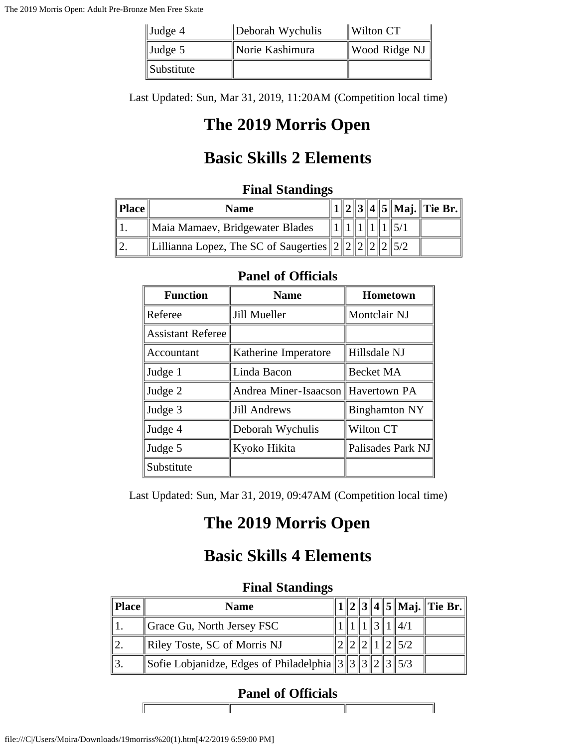| Judge 4 | Deborah Wychulis | Wilton CT |
|---|---|---|
| Judge 5 | Norie Kashimura | Wood Ridge NJ |
| Substitute | | |

Last Updated: Sun, Mar 31, 2019, 11:20AM (Competition local time)

# The 2019 Morris Open

# Basic Skills 2 Elements

### Final Standings

| Place | Name | 1 | 2 | 3 | 4 | 5 | Maj. | Tie Br. |
|---|---|---|---|---|---|---|---|---|
| 1. | Maia Mamaev, Bridgewater Blades | 1 | 1 | 1 | 1 | 1 | 5/1 | |
| 2. | Lillianna Lopez, The SC of Saugerties | 2 | 2 | 2 | 2 | 2 | 5/2 | |

### Panel of Officials

| Function | Name | Hometown |
|---|---|---|
| Referee | Jill Mueller | Montclair NJ |
| Assistant Referee | | |
| Accountant | Katherine Imperatore | Hillsdale NJ |
| Judge 1 | Linda Bacon | Becket MA |
| Judge 2 | Andrea Miner-Isaacson | Havertown PA |
| Judge 3 | Jill Andrews | Binghamton NY |
| Judge 4 | Deborah Wychulis | Wilton CT |
| Judge 5 | Kyoko Hikita | Palisades Park NJ |
| Substitute | | |

Last Updated: Sun, Mar 31, 2019, 09:47AM (Competition local time)

# The 2019 Morris Open

# Basic Skills 4 Elements

### Final Standings

| Place | Name | 1 | 2 | 3 | 4 | 5 | Maj. | Tie Br. |
|---|---|---|---|---|---|---|---|---|
| 1. | Grace Gu, North Jersey FSC | 1 | 1 | 1 | 3 | 1 | 4/1 | |
| 2. | Riley Toste, SC of Morris NJ | 2 | 2 | 2 | 1 | 2 | 5/2 | |
| 3. | Sofie Lobjanidze, Edges of Philadelphia | 3 | 3 | 3 | 2 | 3 | 5/3 | |

### Panel of Officials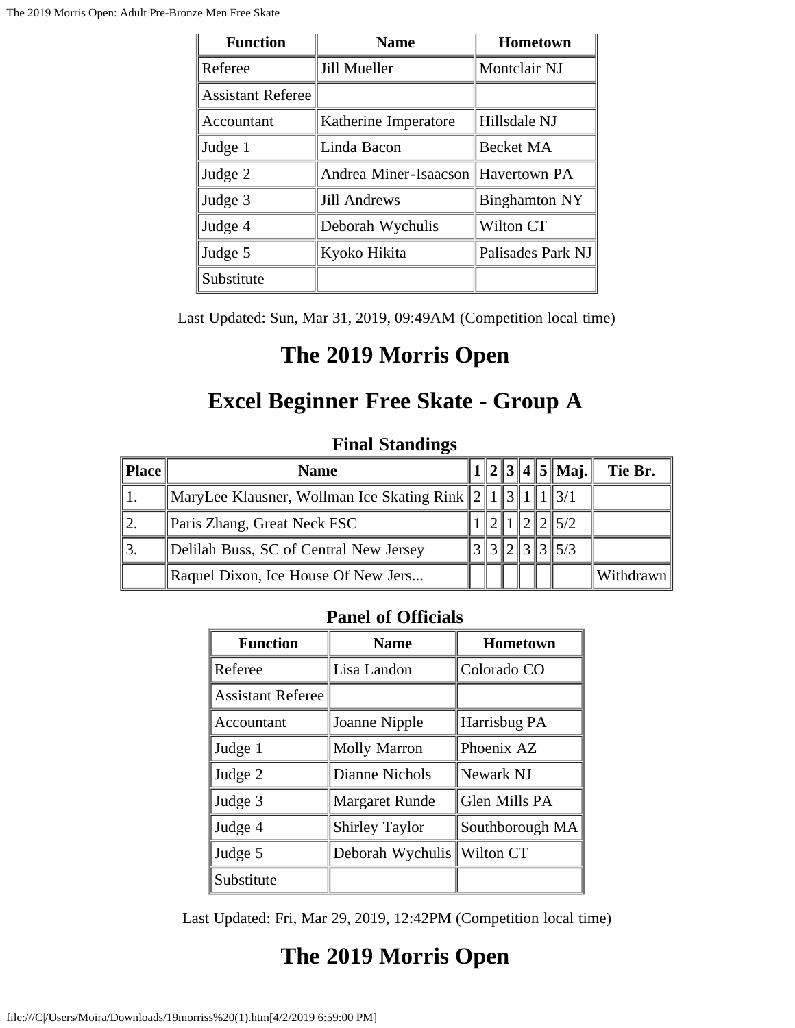| Function | Name | Hometown |
|---|---|---|
| Referee | Jill Mueller | Montclair NJ |
| Assistant Referee | | |
| Accountant | Katherine Imperatore | Hillsdale NJ |
| Judge 1 | Linda Bacon | Becket MA |
| Judge 2 | Andrea Miner-Isaacson | Havertown PA |
| Judge 3 | Jill Andrews | Binghamton NY |
| Judge 4 | Deborah Wychulis | Wilton CT |
| Judge 5 | Kyoko Hikita | Palisades Park NJ |
| Substitute | | |

Last Updated: Sun, Mar 31, 2019, 09:49AM (Competition local time)

# The 2019 Morris Open

# Excel Beginner Free Skate - Group A

### Final Standings

| Place | Name | 1 | 2 | 3 | 4 | 5 | Maj. | Tie Br. |
|---|---|---|---|---|---|---|---|---|
| 1. | MaryLee Klausner, Wollman Ice Skating Rink | 2 | 1 | 3 | 1 | 1 | 3/1 | |
| 2. | Paris Zhang, Great Neck FSC | 1 | 2 | 1 | 2 | 2 | 5/2 | |
| 3. | Delilah Buss, SC of Central New Jersey | 3 | 3 | 2 | 3 | 3 | 5/3 | |
| | Raquel Dixon, Ice House Of New Jers... | | | | | | | Withdrawn |

### Panel of Officials

| Function | Name | Hometown |
|---|---|---|
| Referee | Lisa Landon | Colorado CO |
| Assistant Referee | | |
| Accountant | Joanne Nipple | Harrisbug PA |
| Judge 1 | Molly Marron | Phoenix AZ |
| Judge 2 | Dianne Nichols | Newark NJ |
| Judge 3 | Margaret Runde | Glen Mills PA |
| Judge 4 | Shirley Taylor | Southborough MA |
| Judge 5 | Deborah Wychulis | Wilton CT |
| Substitute | | |

Last Updated: Fri, Mar 29, 2019, 12:42PM (Competition local time)

# The 2019 Morris Open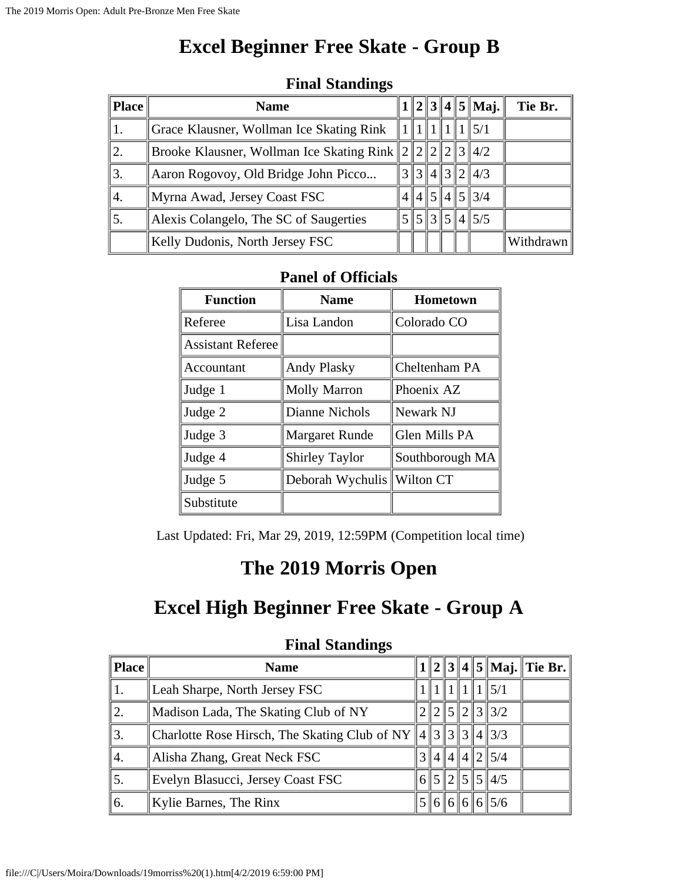# Excel Beginner Free Skate - Group B

### Final Standings

| Place | Name | 1 | 2 | 3 | 4 | 5 | Maj. | Tie Br. |
|---|---|---|---|---|---|---|---|---|
| 1. | Grace Klausner, Wollman Ice Skating Rink | 1 | 1 | 1 | 1 | 1 | 5/1 | |
| 2. | Brooke Klausner, Wollman Ice Skating Rink | 2 | 2 | 2 | 2 | 3 | 4/2 | |
| 3. | Aaron Rogovoy, Old Bridge John Picco... | 3 | 3 | 4 | 3 | 2 | 4/3 | |
| 4. | Myrna Awad, Jersey Coast FSC | 4 | 4 | 5 | 4 | 5 | 3/4 | |
| 5. | Alexis Colangelo, The SC of Saugerties | 5 | 5 | 3 | 5 | 4 | 5/5 | |
| | Kelly Dudonis, North Jersey FSC | | | | | | | Withdrawn |

### Panel of Officials

| Function | Name | Hometown |
|---|---|---|
| Referee | Lisa Landon | Colorado CO |
| Assistant Referee | | |
| Accountant | Andy Plasky | Cheltenham PA |
| Judge 1 | Molly Marron | Phoenix AZ |
| Judge 2 | Dianne Nichols | Newark NJ |
| Judge 3 | Margaret Runde | Glen Mills PA |
| Judge 4 | Shirley Taylor | Southborough MA |
| Judge 5 | Deborah Wychulis | Wilton CT |
| Substitute | | |

Last Updated: Fri, Mar 29, 2019, 12:59PM (Competition local time)

# The 2019 Morris Open

# Excel High Beginner Free Skate - Group A

### Final Standings

| Place | Name | 1 | 2 | 3 | 4 | 5 | Maj. | Tie Br. |
|---|---|---|---|---|---|---|---|---|
| 1. | Leah Sharpe, North Jersey FSC | 1 | 1 | 1 | 1 | 1 | 5/1 | |
| 2. | Madison Lada, The Skating Club of NY | 2 | 2 | 5 | 2 | 3 | 3/2 | |
| 3. | Charlotte Rose Hirsch, The Skating Club of NY | 4 | 3 | 3 | 3 | 4 | 3/3 | |
| 4. | Alisha Zhang, Great Neck FSC | 3 | 4 | 4 | 4 | 2 | 5/4 | |
| 5. | Evelyn Blasucci, Jersey Coast FSC | 6 | 5 | 2 | 5 | 5 | 4/5 | |
| 6. | Kylie Barnes, The Rinx | 5 | 6 | 6 | 6 | 6 | 5/6 | |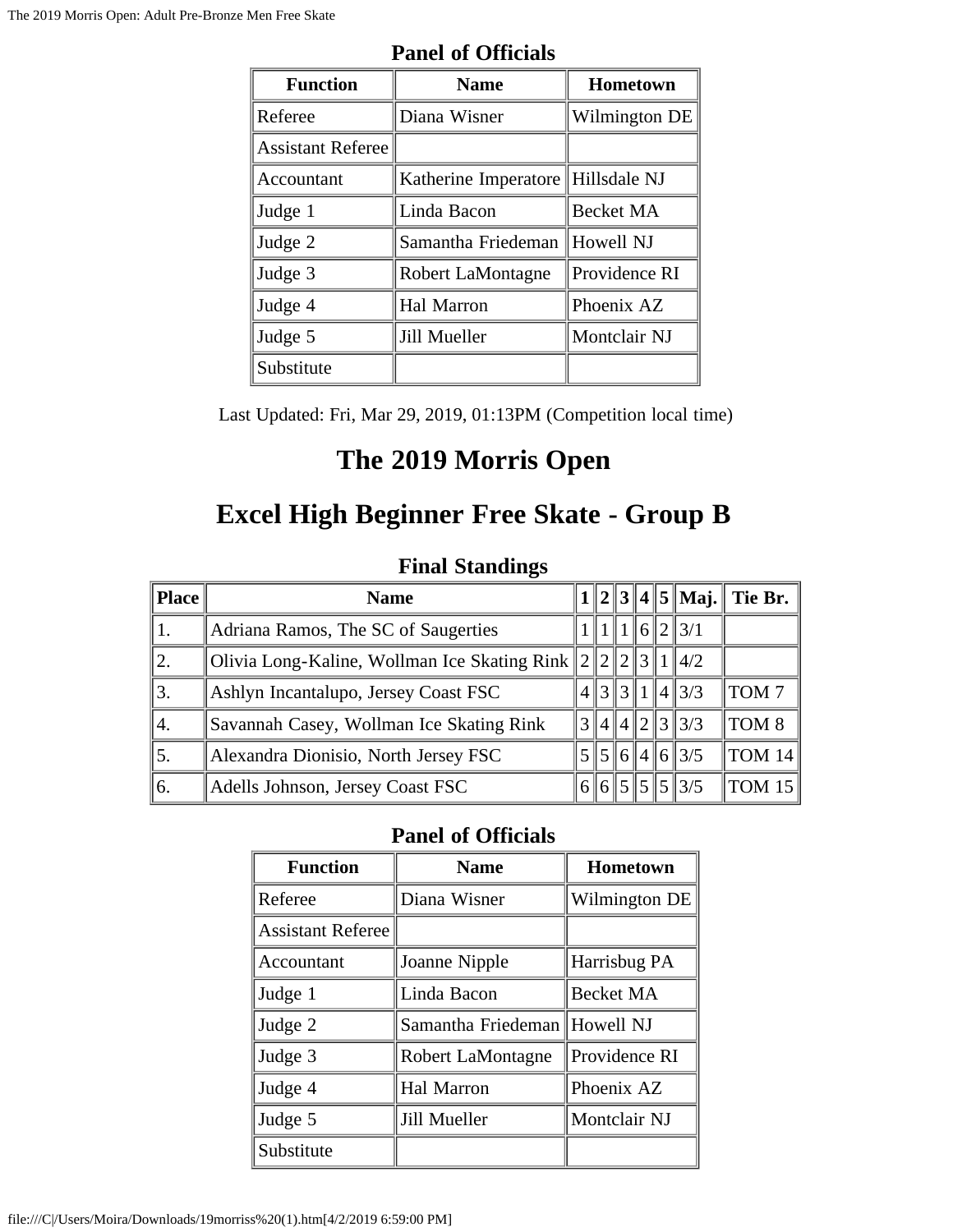### Panel of Officials

| Function | Name | Hometown |
|---|---|---|
| Referee | Diana Wisner | Wilmington DE |
| Assistant Referee | | |
| Accountant | Katherine Imperatore | Hillsdale NJ |
| Judge 1 | Linda Bacon | Becket MA |
| Judge 2 | Samantha Friedeman | Howell NJ |
| Judge 3 | Robert LaMontagne | Providence RI |
| Judge 4 | Hal Marron | Phoenix AZ |
| Judge 5 | Jill Mueller | Montclair NJ |
| Substitute | | |

Last Updated: Fri, Mar 29, 2019, 01:13PM (Competition local time)

# The 2019 Morris Open

# Excel High Beginner Free Skate - Group B

### Final Standings

| Place | Name | 1 | 2 | 3 | 4 | 5 | Maj. | Tie Br. |
|---|---|---|---|---|---|---|---|---|
| 1. | Adriana Ramos, The SC of Saugerties | 1 | 1 | 1 | 6 | 2 | 3/1 | |
| 2. | Olivia Long-Kaline, Wollman Ice Skating Rink | 2 | 2 | 2 | 3 | 1 | 4/2 | |
| 3. | Ashlyn Incantalupo, Jersey Coast FSC | 4 | 3 | 3 | 1 | 4 | 3/3 | TOM 7 |
| 4. | Savannah Casey, Wollman Ice Skating Rink | 3 | 4 | 4 | 2 | 3 | 3/3 | TOM 8 |
| 5. | Alexandra Dionisio, North Jersey FSC | 5 | 5 | 6 | 4 | 6 | 3/5 | TOM 14 |
| 6. | Adells Johnson, Jersey Coast FSC | 6 | 6 | 5 | 5 | 5 | 3/5 | TOM 15 |

### Panel of Officials

| Function | Name | Hometown |
|---|---|---|
| Referee | Diana Wisner | Wilmington DE |
| Assistant Referee | | |
| Accountant | Joanne Nipple | Harrisbug PA |
| Judge 1 | Linda Bacon | Becket MA |
| Judge 2 | Samantha Friedeman | Howell NJ |
| Judge 3 | Robert LaMontagne | Providence RI |
| Judge 4 | Hal Marron | Phoenix AZ |
| Judge 5 | Jill Mueller | Montclair NJ |
| Substitute | | |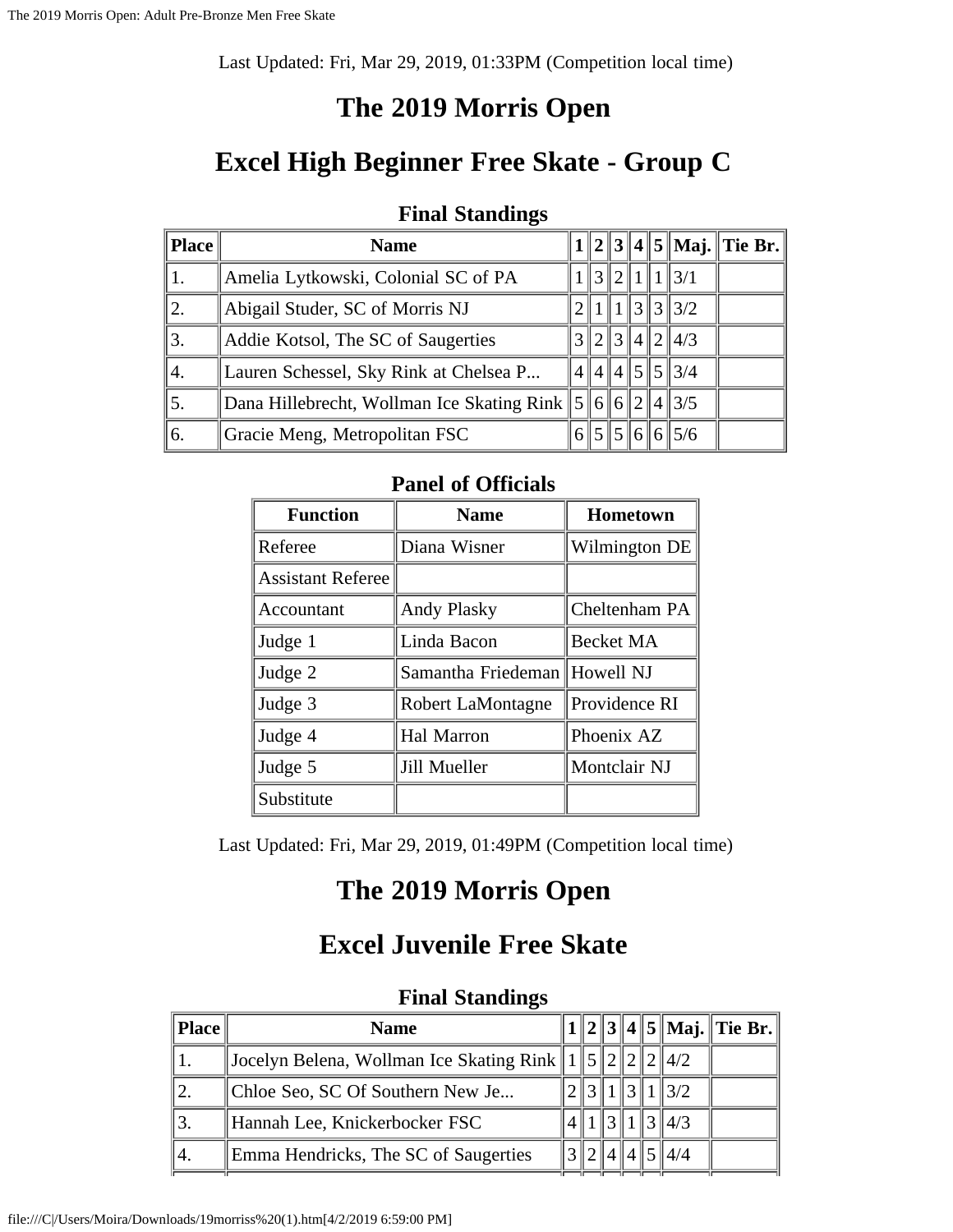Last Updated: Fri, Mar 29, 2019, 01:33PM (Competition local time)

# The 2019 Morris Open

# Excel High Beginner Free Skate - Group C

### Final Standings

| Place | Name | 1 | 2 | 3 | 4 | 5 | Maj. | Tie Br. |
|---|---|---|---|---|---|---|---|---|
| 1. | Amelia Lytkowski, Colonial SC of PA | 1 | 3 | 2 | 1 | 1 | 3/1 | |
| 2. | Abigail Studer, SC of Morris NJ | 2 | 1 | 1 | 3 | 3 | 3/2 | |
| 3. | Addie Kotsol, The SC of Saugerties | 3 | 2 | 3 | 4 | 2 | 4/3 | |
| 4. | Lauren Schessel, Sky Rink at Chelsea P... | 4 | 4 | 4 | 5 | 5 | 3/4 | |
| 5. | Dana Hillebrecht, Wollman Ice Skating Rink | 5 | 6 | 6 | 2 | 4 | 3/5 | |
| 6. | Gracie Meng, Metropolitan FSC | 6 | 5 | 5 | 6 | 6 | 5/6 | |

### Panel of Officials

| Function | Name | Hometown |
|---|---|---|
| Referee | Diana Wisner | Wilmington DE |
| Assistant Referee | | |
| Accountant | Andy Plasky | Cheltenham PA |
| Judge 1 | Linda Bacon | Becket MA |
| Judge 2 | Samantha Friedeman | Howell NJ |
| Judge 3 | Robert LaMontagne | Providence RI |
| Judge 4 | Hal Marron | Phoenix AZ |
| Judge 5 | Jill Mueller | Montclair NJ |
| Substitute | | |

Last Updated: Fri, Mar 29, 2019, 01:49PM (Competition local time)

# The 2019 Morris Open

# Excel Juvenile Free Skate

### Final Standings

| Place | Name | 1 | 2 | 3 | 4 | 5 | Maj. | Tie Br. |
|---|---|---|---|---|---|---|---|---|
| 1. | Jocelyn Belena, Wollman Ice Skating Rink | 1 | 5 | 2 | 2 | 2 | 4/2 | |
| 2. | Chloe Seo, SC Of Southern New Je... | 2 | 3 | 1 | 3 | 1 | 3/2 | |
| 3. | Hannah Lee, Knickerbocker FSC | 4 | 1 | 3 | 1 | 3 | 4/3 | |
| 4. | Emma Hendricks, The SC of Saugerties | 3 | 2 | 4 | 4 | 5 | 4/4 | |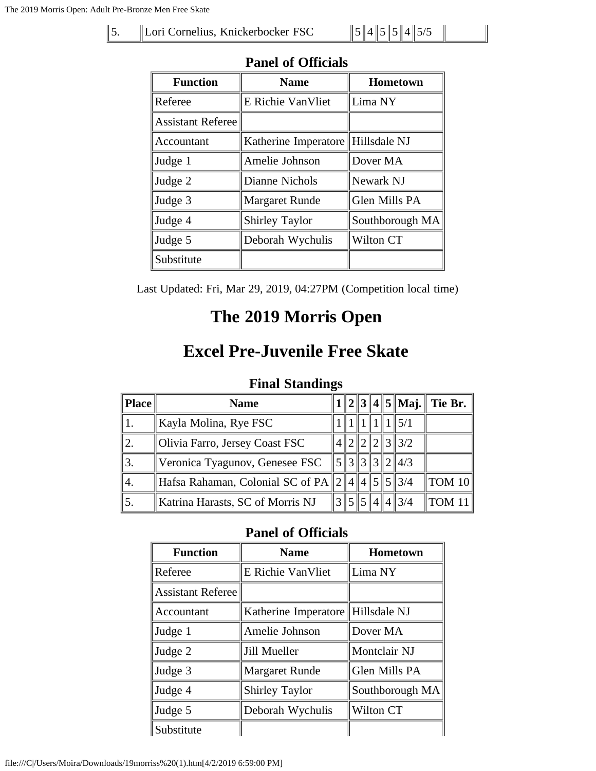| 5. | Lori Cornelius, Knickerbocker FSC | 5 | 4 | 5 | 5 | 4 | 5/5 | |
|---|---|---|---|---|---|---|---|---|

### Panel of Officials

| Function | Name | Hometown |
|---|---|---|
| Referee | E Richie VanVliet | Lima NY |
| Assistant Referee | | |
| Accountant | Katherine Imperatore | Hillsdale NJ |
| Judge 1 | Amelie Johnson | Dover MA |
| Judge 2 | Dianne Nichols | Newark NJ |
| Judge 3 | Margaret Runde | Glen Mills PA |
| Judge 4 | Shirley Taylor | Southborough MA |
| Judge 5 | Deborah Wychulis | Wilton CT |
| Substitute | | |

Last Updated: Fri, Mar 29, 2019, 04:27PM (Competition local time)

# The 2019 Morris Open

# Excel Pre-Juvenile Free Skate

### Final Standings

| Place | Name | 1 | 2 | 3 | 4 | 5 | Maj. | Tie Br. |
|---|---|---|---|---|---|---|---|---|
| 1. | Kayla Molina, Rye FSC | 1 | 1 | 1 | 1 | 1 | 5/1 | |
| 2. | Olivia Farro, Jersey Coast FSC | 4 | 2 | 2 | 2 | 3 | 3/2 | |
| 3. | Veronica Tyagunov, Genesee FSC | 5 | 3 | 3 | 3 | 2 | 4/3 | |
| 4. | Hafsa Rahaman, Colonial SC of PA | 2 | 4 | 4 | 5 | 5 | 3/4 | TOM 10 |
| 5. | Katrina Harasts, SC of Morris NJ | 3 | 5 | 5 | 4 | 4 | 3/4 | TOM 11 |

### Panel of Officials

| Function | Name | Hometown |
|---|---|---|
| Referee | E Richie VanVliet | Lima NY |
| Assistant Referee | | |
| Accountant | Katherine Imperatore | Hillsdale NJ |
| Judge 1 | Amelie Johnson | Dover MA |
| Judge 2 | Jill Mueller | Montclair NJ |
| Judge 3 | Margaret Runde | Glen Mills PA |
| Judge 4 | Shirley Taylor | Southborough MA |
| Judge 5 | Deborah Wychulis | Wilton CT |
| Substitute | | |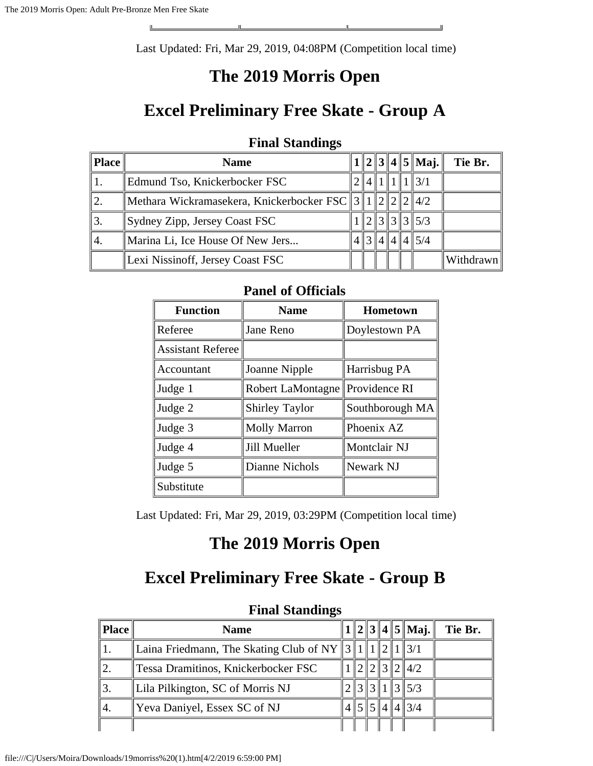Last Updated: Fri, Mar 29, 2019, 04:08PM (Competition local time)

# The 2019 Morris Open

# Excel Preliminary Free Skate - Group A

### Final Standings

| Place | Name | 1 | 2 | 3 | 4 | 5 | Maj. | Tie Br. |
|---|---|---|---|---|---|---|---|---|
| 1. | Edmund Tso, Knickerbocker FSC | 2 | 4 | 1 | 1 | 1 | 3/1 | |
| 2. | Methara Wickramasekera, Knickerbocker FSC | 3 | 1 | 2 | 2 | 2 | 4/2 | |
| 3. | Sydney Zipp, Jersey Coast FSC | 1 | 2 | 3 | 3 | 3 | 5/3 | |
| 4. | Marina Li, Ice House Of New Jers... | 4 | 3 | 4 | 4 | 4 | 5/4 | |
| | Lexi Nissinoff, Jersey Coast FSC | | | | | | | Withdrawn |

### Panel of Officials

| Function | Name | Hometown |
|---|---|---|
| Referee | Jane Reno | Doylestown PA |
| Assistant Referee | | |
| Accountant | Joanne Nipple | Harrisbug PA |
| Judge 1 | Robert LaMontagne | Providence RI |
| Judge 2 | Shirley Taylor | Southborough MA |
| Judge 3 | Molly Marron | Phoenix AZ |
| Judge 4 | Jill Mueller | Montclair NJ |
| Judge 5 | Dianne Nichols | Newark NJ |
| Substitute | | |

Last Updated: Fri, Mar 29, 2019, 03:29PM (Competition local time)

# The 2019 Morris Open

# Excel Preliminary Free Skate - Group B

### Final Standings

| Place | Name | 1 | 2 | 3 | 4 | 5 | Maj. | Tie Br. |
|---|---|---|---|---|---|---|---|---|
| 1. | Laina Friedmann, The Skating Club of NY | 3 | 1 | 1 | 2 | 1 | 3/1 | |
| 2. | Tessa Dramitinos, Knickerbocker FSC | 1 | 2 | 2 | 3 | 2 | 4/2 | |
| 3. | Lila Pilkington, SC of Morris NJ | 2 | 3 | 3 | 1 | 3 | 5/3 | |
| 4. | Yeva Daniyel, Essex SC of NJ | 4 | 5 | 5 | 4 | 4 | 3/4 | |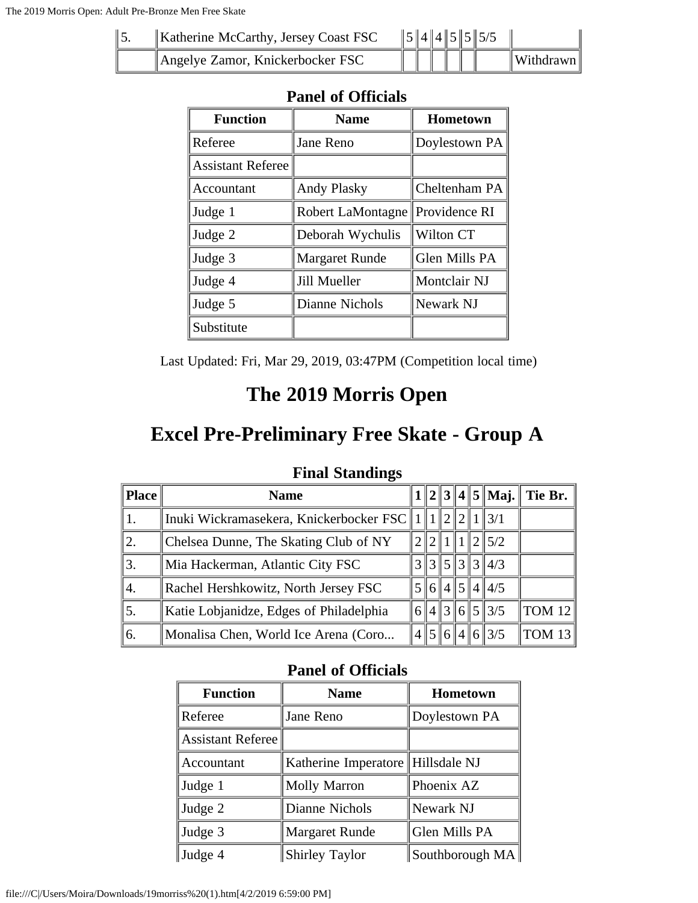| | | | | | | | | |
|---|---|---|---|---|---|---|---|---|
| 5. | Katherine McCarthy, Jersey Coast FSC | 5 | 4 | 4 | 5 | 5 | 5/5 | |
| | Angelye Zamor, Knickerbocker FSC | | | | | | | Withdrawn |

### Panel of Officials

| Function | Name | Hometown |
|---|---|---|
| Referee | Jane Reno | Doylestown PA |
| Assistant Referee | | |
| Accountant | Andy Plasky | Cheltenham PA |
| Judge 1 | Robert LaMontagne | Providence RI |
| Judge 2 | Deborah Wychulis | Wilton CT |
| Judge 3 | Margaret Runde | Glen Mills PA |
| Judge 4 | Jill Mueller | Montclair NJ |
| Judge 5 | Dianne Nichols | Newark NJ |
| Substitute | | |

Last Updated: Fri, Mar 29, 2019, 03:47PM (Competition local time)

# The 2019 Morris Open

# Excel Pre-Preliminary Free Skate - Group A

### Final Standings

| Place | Name | 1 | 2 | 3 | 4 | 5 | Maj. | Tie Br. |
|---|---|---|---|---|---|---|---|---|
| 1. | Inuki Wickramasekera, Knickerbocker FSC | 1 | 1 | 2 | 2 | 1 | 3/1 | |
| 2. | Chelsea Dunne, The Skating Club of NY | 2 | 2 | 1 | 1 | 2 | 5/2 | |
| 3. | Mia Hackerman, Atlantic City FSC | 3 | 3 | 5 | 3 | 3 | 4/3 | |
| 4. | Rachel Hershkowitz, North Jersey FSC | 5 | 6 | 4 | 5 | 4 | 4/5 | |
| 5. | Katie Lobjanidze, Edges of Philadelphia | 6 | 4 | 3 | 6 | 5 | 3/5 | TOM 12 |
| 6. | Monalisa Chen, World Ice Arena (Coro... | 4 | 5 | 6 | 4 | 6 | 3/5 | TOM 13 |

### Panel of Officials

| Function | Name | Hometown |
|---|---|---|
| Referee | Jane Reno | Doylestown PA |
| Assistant Referee | | |
| Accountant | Katherine Imperatore | Hillsdale NJ |
| Judge 1 | Molly Marron | Phoenix AZ |
| Judge 2 | Dianne Nichols | Newark NJ |
| Judge 3 | Margaret Runde | Glen Mills PA |
| Judge 4 | Shirley Taylor | Southborough MA |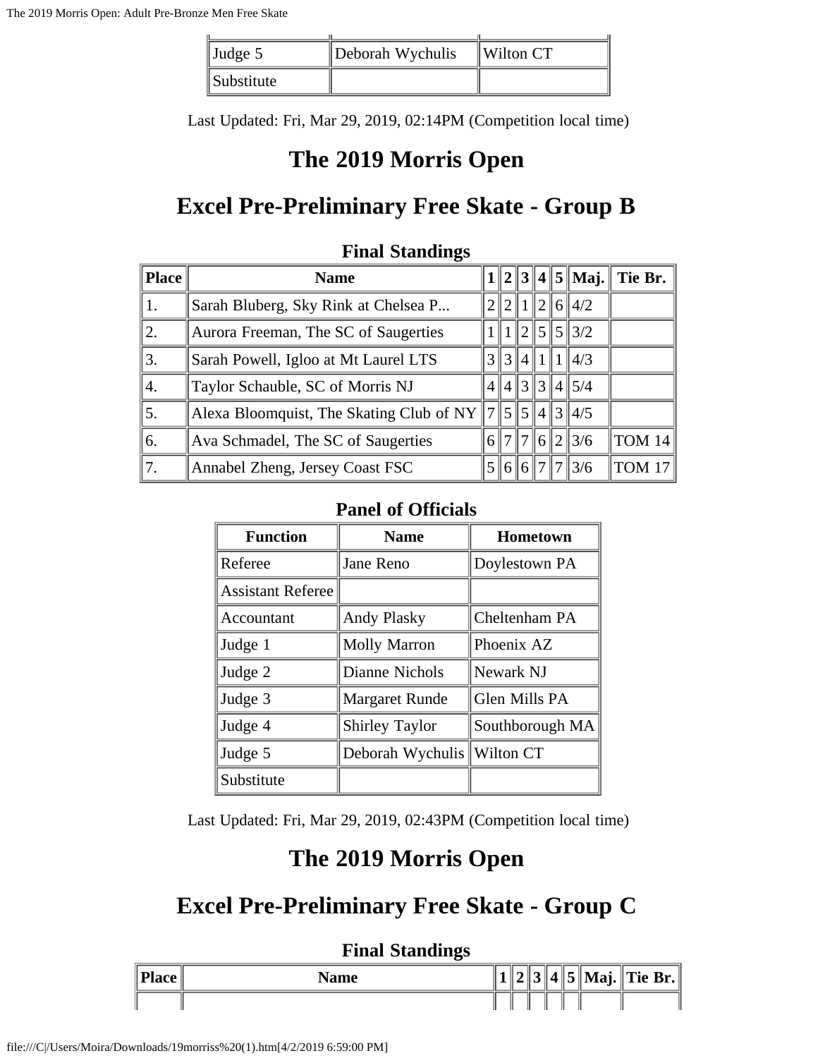| Judge 5 | Deborah Wychulis | Wilton CT |
|---|---|---|
| Substitute | | |

Last Updated: Fri, Mar 29, 2019, 02:14PM (Competition local time)

# The 2019 Morris Open

## Excel Pre-Preliminary Free Skate - Group B

### Final Standings

| Place | Name | 1 | 2 | 3 | 4 | 5 | Maj. | Tie Br. |
|---|---|---|---|---|---|---|---|---|
| 1. | Sarah Bluberg, Sky Rink at Chelsea P... | 2 | 2 | 1 | 2 | 6 | 4/2 | |
| 2. | Aurora Freeman, The SC of Saugerties | 1 | 1 | 2 | 5 | 5 | 3/2 | |
| 3. | Sarah Powell, Igloo at Mt Laurel LTS | 3 | 3 | 4 | 1 | 1 | 4/3 | |
| 4. | Taylor Schauble, SC of Morris NJ | 4 | 4 | 3 | 3 | 4 | 5/4 | |
| 5. | Alexa Bloomquist, The Skating Club of NY | 7 | 5 | 5 | 4 | 3 | 4/5 | |
| 6. | Ava Schmadel, The SC of Saugerties | 6 | 7 | 7 | 6 | 2 | 3/6 | TOM 14 |
| 7. | Annabel Zheng, Jersey Coast FSC | 5 | 6 | 6 | 7 | 7 | 3/6 | TOM 17 |

### Panel of Officials

| Function | Name | Hometown |
|---|---|---|
| Referee | Jane Reno | Doylestown PA |
| Assistant Referee | | |
| Accountant | Andy Plasky | Cheltenham PA |
| Judge 1 | Molly Marron | Phoenix AZ |
| Judge 2 | Dianne Nichols | Newark NJ |
| Judge 3 | Margaret Runde | Glen Mills PA |
| Judge 4 | Shirley Taylor | Southborough MA |
| Judge 5 | Deborah Wychulis | Wilton CT |
| Substitute | | |

Last Updated: Fri, Mar 29, 2019, 02:43PM (Competition local time)

# The 2019 Morris Open

## Excel Pre-Preliminary Free Skate - Group C

### Final Standings

| Place | Name | 1 | 2 | 3 | 4 | 5 | Maj. | Tie Br. |
|---|---|---|---|---|---|---|---|---|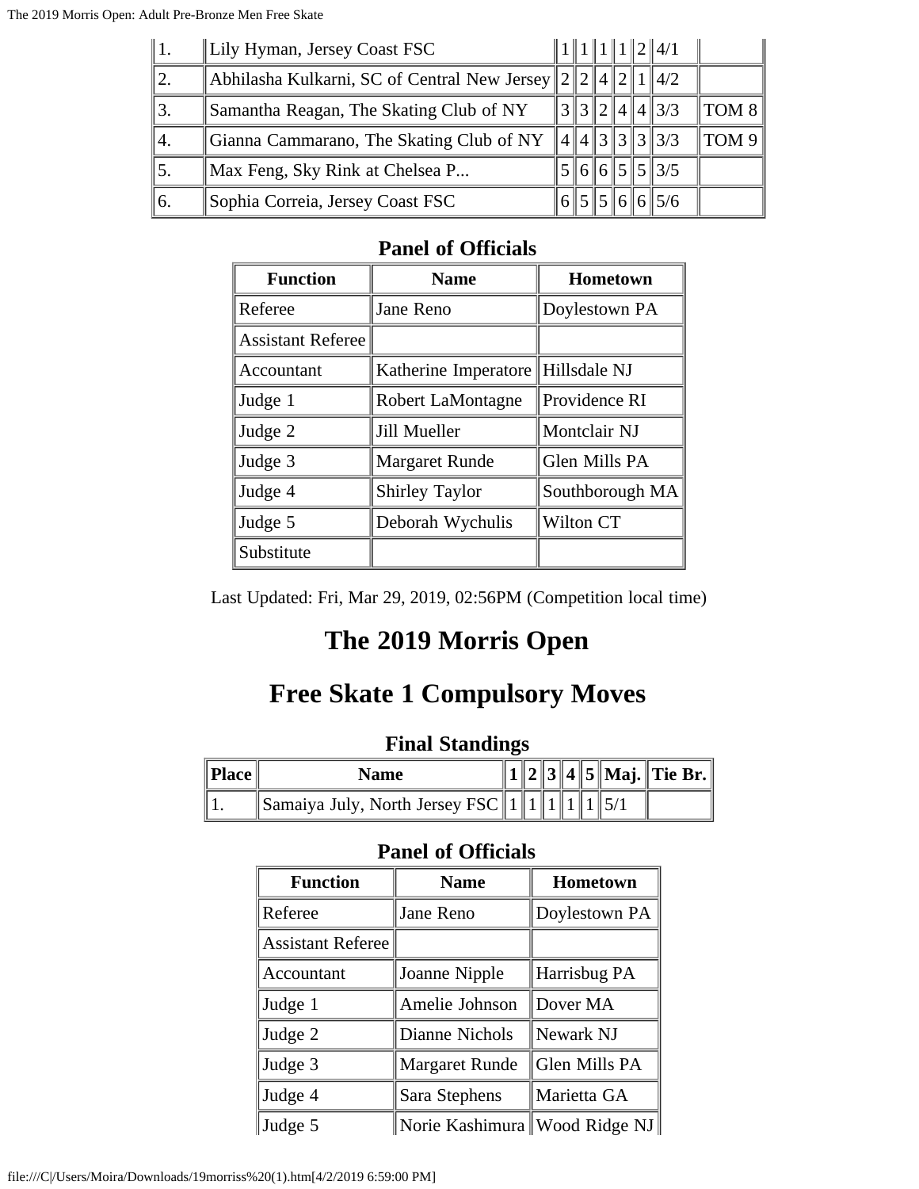| | | | | | | | | |
|---|---|---|---|---|---|---|---|---|
| 1. | Lily Hyman, Jersey Coast FSC | 1 | 1 | 1 | 1 | 2 | 4/1 | |
| 2. | Abhilasha Kulkarni, SC of Central New Jersey | 2 | 2 | 4 | 2 | 1 | 4/2 | |
| 3. | Samantha Reagan, The Skating Club of NY | 3 | 3 | 2 | 4 | 4 | 3/3 | TOM 8 |
| 4. | Gianna Cammarano, The Skating Club of NY | 4 | 4 | 3 | 3 | 3 | 3/3 | TOM 9 |
| 5. | Max Feng, Sky Rink at Chelsea P... | 5 | 6 | 6 | 5 | 5 | 3/5 | |
| 6. | Sophia Correia, Jersey Coast FSC | 6 | 5 | 5 | 6 | 6 | 5/6 | |

### Panel of Officials

| Function | Name | Hometown |
|---|---|---|
| Referee | Jane Reno | Doylestown PA |
| Assistant Referee | | |
| Accountant | Katherine Imperatore | Hillsdale NJ |
| Judge 1 | Robert LaMontagne | Providence RI |
| Judge 2 | Jill Mueller | Montclair NJ |
| Judge 3 | Margaret Runde | Glen Mills PA |
| Judge 4 | Shirley Taylor | Southborough MA |
| Judge 5 | Deborah Wychulis | Wilton CT |
| Substitute | | |

Last Updated: Fri, Mar 29, 2019, 02:56PM (Competition local time)

# The 2019 Morris Open

# Free Skate 1 Compulsory Moves

### Final Standings

| Place | Name | 1 | 2 | 3 | 4 | 5 | Maj. | Tie Br. |
|---|---|---|---|---|---|---|---|---|
| 1. | Samaiya July, North Jersey FSC | 1 | 1 | 1 | 1 | 1 | 5/1 | |

### Panel of Officials

| Function | Name | Hometown |
|---|---|---|
| Referee | Jane Reno | Doylestown PA |
| Assistant Referee | | |
| Accountant | Joanne Nipple | Harrisbug PA |
| Judge 1 | Amelie Johnson | Dover MA |
| Judge 2 | Dianne Nichols | Newark NJ |
| Judge 3 | Margaret Runde | Glen Mills PA |
| Judge 4 | Sara Stephens | Marietta GA |
| Judge 5 | Norie Kashimura | Wood Ridge NJ |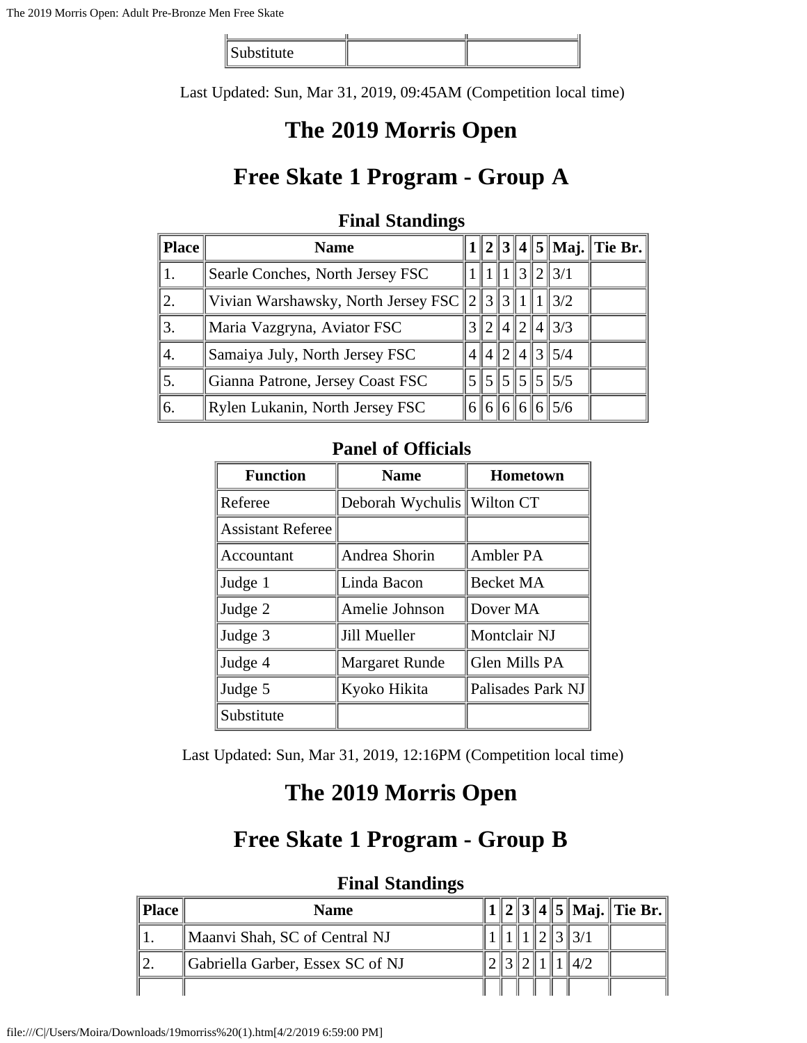| Substitute | | |
|---|---|---|

Last Updated: Sun, Mar 31, 2019, 09:45AM (Competition local time)

# The 2019 Morris Open

# Free Skate 1 Program - Group A

### Final Standings

| Place | Name | 1 | 2 | 3 | 4 | 5 | Maj. | Tie Br. |
|---|---|---|---|---|---|---|---|---|
| 1. | Searle Conches, North Jersey FSC | 1 | 1 | 1 | 3 | 2 | 3/1 | |
| 2. | Vivian Warshawsky, North Jersey FSC | 2 | 3 | 3 | 1 | 1 | 3/2 | |
| 3. | Maria Vazgryna, Aviator FSC | 3 | 2 | 4 | 2 | 4 | 3/3 | |
| 4. | Samaiya July, North Jersey FSC | 4 | 4 | 2 | 4 | 3 | 5/4 | |
| 5. | Gianna Patrone, Jersey Coast FSC | 5 | 5 | 5 | 5 | 5 | 5/5 | |
| 6. | Rylen Lukanin, North Jersey FSC | 6 | 6 | 6 | 6 | 6 | 5/6 | |

### Panel of Officials

| Function | Name | Hometown |
|---|---|---|
| Referee | Deborah Wychulis | Wilton CT |
| Assistant Referee | | |
| Accountant | Andrea Shorin | Ambler PA |
| Judge 1 | Linda Bacon | Becket MA |
| Judge 2 | Amelie Johnson | Dover MA |
| Judge 3 | Jill Mueller | Montclair NJ |
| Judge 4 | Margaret Runde | Glen Mills PA |
| Judge 5 | Kyoko Hikita | Palisades Park NJ |
| Substitute | | |

Last Updated: Sun, Mar 31, 2019, 12:16PM (Competition local time)

# The 2019 Morris Open

# Free Skate 1 Program - Group B

### Final Standings

| Place | Name | 1 | 2 | 3 | 4 | 5 | Maj. | Tie Br. |
|---|---|---|---|---|---|---|---|---|
| 1. | Maanvi Shah, SC of Central NJ | 1 | 1 | 1 | 2 | 3 | 3/1 | |
| 2. | Gabriella Garber, Essex SC of NJ | 2 | 3 | 2 | 1 | 1 | 4/2 | |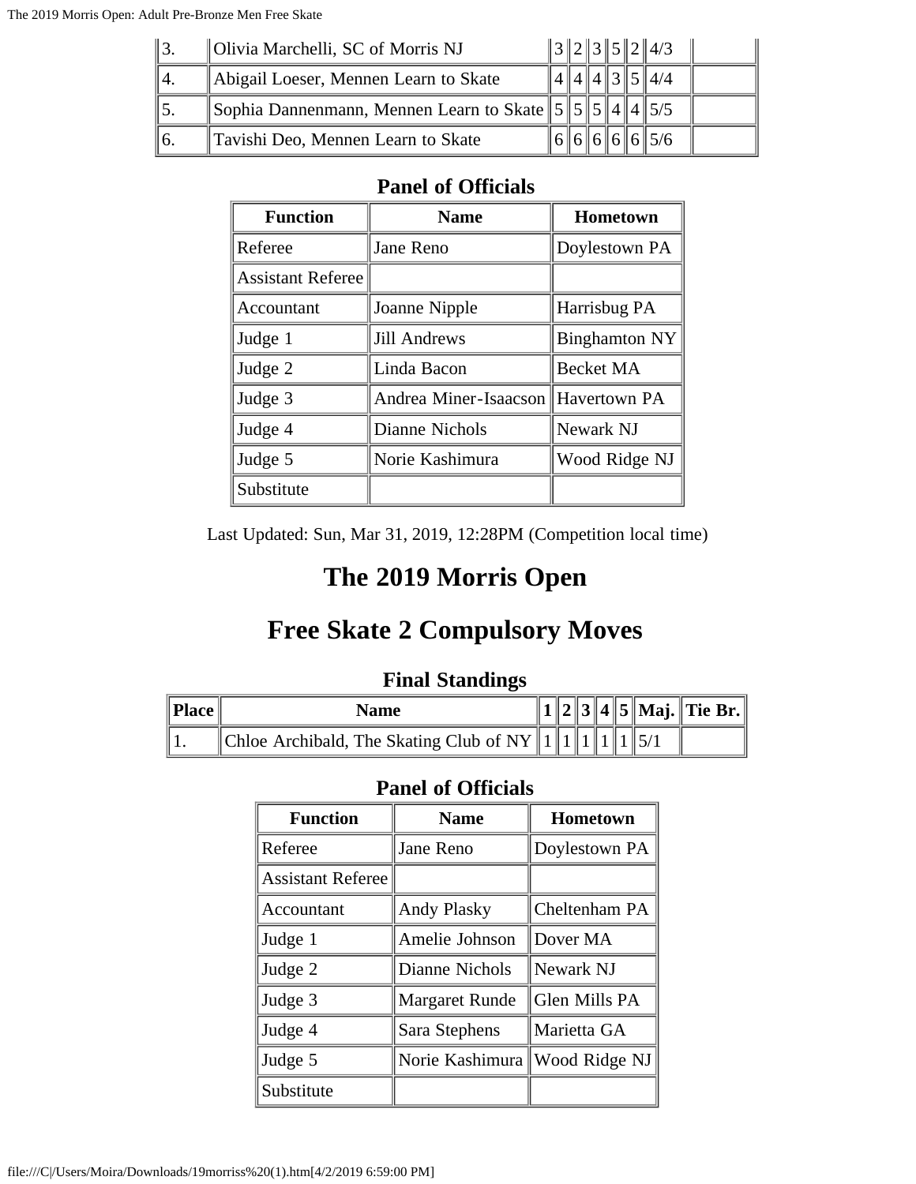| 3. | Olivia Marchelli, SC of Morris NJ | 3 | 2 | 3 | 5 | 2 | 4/3 | |
|---|---|---|---|---|---|---|---|---|
| 4. | Abigail Loeser, Mennen Learn to Skate | 4 | 4 | 4 | 3 | 5 | 4/4 | |
| 5. | Sophia Dannenmann, Mennen Learn to Skate | 5 | 5 | 5 | 4 | 4 | 5/5 | |
| 6. | Tavishi Deo, Mennen Learn to Skate | 6 | 6 | 6 | 6 | 6 | 5/6 | |

### Panel of Officials

| Function | Name | Hometown |
|---|---|---|
| Referee | Jane Reno | Doylestown PA |
| Assistant Referee | | |
| Accountant | Joanne Nipple | Harrisbug PA |
| Judge 1 | Jill Andrews | Binghamton NY |
| Judge 2 | Linda Bacon | Becket MA |
| Judge 3 | Andrea Miner-Isaacson | Havertown PA |
| Judge 4 | Dianne Nichols | Newark NJ |
| Judge 5 | Norie Kashimura | Wood Ridge NJ |
| Substitute | | |

Last Updated: Sun, Mar 31, 2019, 12:28PM (Competition local time)

# The 2019 Morris Open

# Free Skate 2 Compulsory Moves

### Final Standings

| Place | Name | 1 | 2 | 3 | 4 | 5 | Maj. | Tie Br. |
|---|---|---|---|---|---|---|---|---|
| 1. | Chloe Archibald, The Skating Club of NY | 1 | 1 | 1 | 1 | 1 | 5/1 | |

### Panel of Officials

| Function | Name | Hometown |
|---|---|---|
| Referee | Jane Reno | Doylestown PA |
| Assistant Referee | | |
| Accountant | Andy Plasky | Cheltenham PA |
| Judge 1 | Amelie Johnson | Dover MA |
| Judge 2 | Dianne Nichols | Newark NJ |
| Judge 3 | Margaret Runde | Glen Mills PA |
| Judge 4 | Sara Stephens | Marietta GA |
| Judge 5 | Norie Kashimura | Wood Ridge NJ |
| Substitute | | |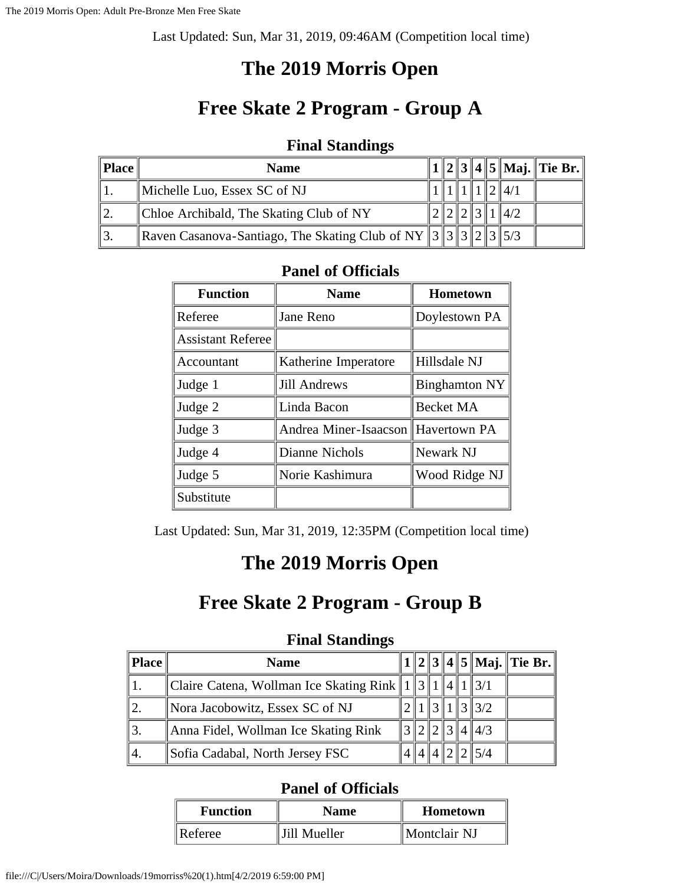Last Updated: Sun, Mar 31, 2019, 09:46AM (Competition local time)

# The 2019 Morris Open

# Free Skate 2 Program - Group A

### Final Standings

| Place | Name | 1 | 2 | 3 | 4 | 5 | Maj. | Tie Br. |
|---|---|---|---|---|---|---|---|---|
| 1. | Michelle Luo, Essex SC of NJ | 1 | 1 | 1 | 1 | 2 | 4/1 | |
| 2. | Chloe Archibald, The Skating Club of NY | 2 | 2 | 2 | 3 | 1 | 4/2 | |
| 3. | Raven Casanova-Santiago, The Skating Club of NY | 3 | 3 | 3 | 2 | 3 | 5/3 | |

### Panel of Officials

| Function | Name | Hometown |
|---|---|---|
| Referee | Jane Reno | Doylestown PA |
| Assistant Referee | | |
| Accountant | Katherine Imperatore | Hillsdale NJ |
| Judge 1 | Jill Andrews | Binghamton NY |
| Judge 2 | Linda Bacon | Becket MA |
| Judge 3 | Andrea Miner-Isaacson | Havertown PA |
| Judge 4 | Dianne Nichols | Newark NJ |
| Judge 5 | Norie Kashimura | Wood Ridge NJ |
| Substitute | | |

Last Updated: Sun, Mar 31, 2019, 12:35PM (Competition local time)

# The 2019 Morris Open

# Free Skate 2 Program - Group B

### Final Standings

| Place | Name | 1 | 2 | 3 | 4 | 5 | Maj. | Tie Br. |
|---|---|---|---|---|---|---|---|---|
| 1. | Claire Catena, Wollman Ice Skating Rink | 1 | 3 | 1 | 4 | 1 | 3/1 | |
| 2. | Nora Jacobowitz, Essex SC of NJ | 2 | 1 | 3 | 1 | 3 | 3/2 | |
| 3. | Anna Fidel, Wollman Ice Skating Rink | 3 | 2 | 2 | 3 | 4 | 4/3 | |
| 4. | Sofia Cadabal, North Jersey FSC | 4 | 4 | 4 | 2 | 2 | 5/4 | |

### Panel of Officials

| Function | Name | Hometown |
|---|---|---|
| Referee | Jill Mueller | Montclair NJ |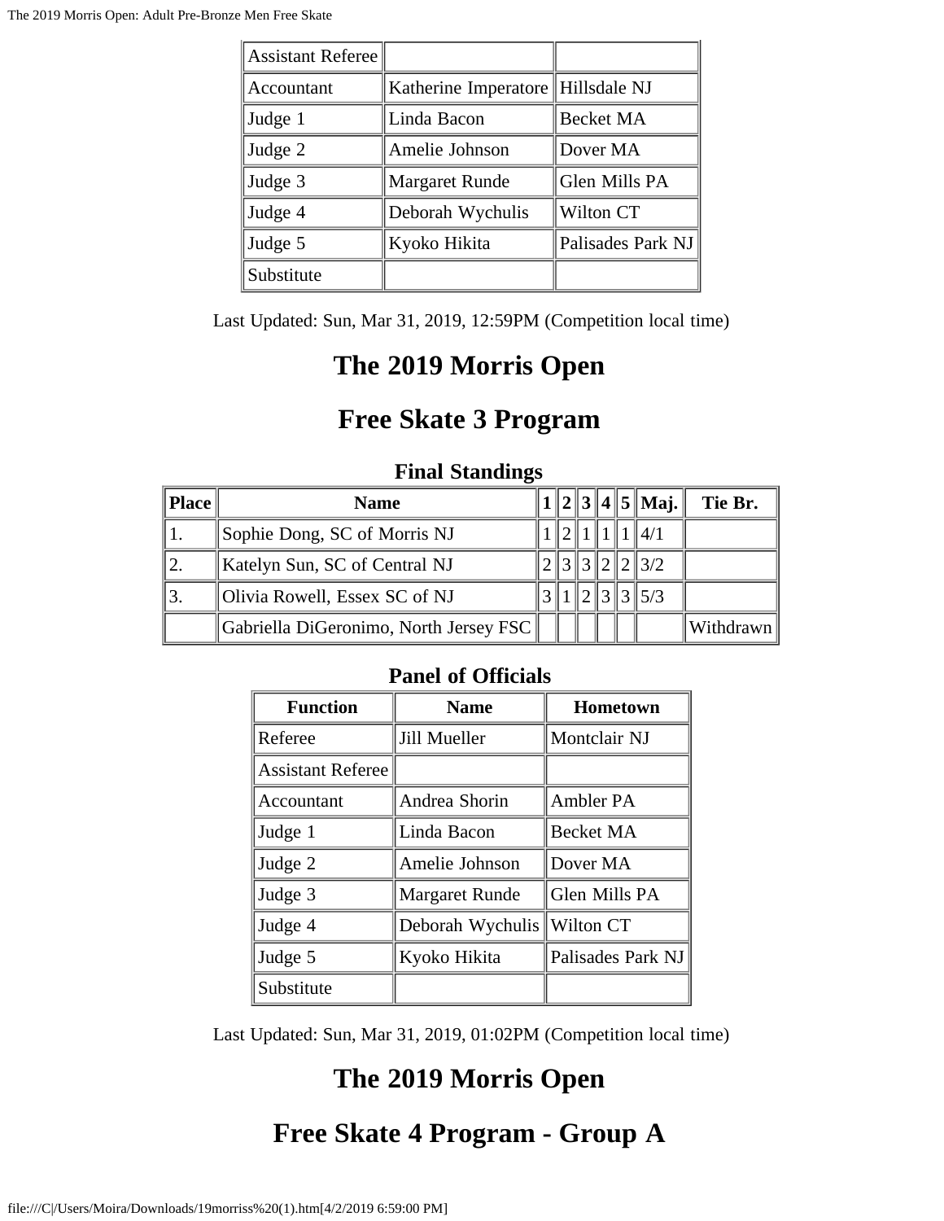| Assistant Referee | | |
|---|---|---|
| Accountant | Katherine Imperatore | Hillsdale NJ |
| Judge 1 | Linda Bacon | Becket MA |
| Judge 2 | Amelie Johnson | Dover MA |
| Judge 3 | Margaret Runde | Glen Mills PA |
| Judge 4 | Deborah Wychulis | Wilton CT |
| Judge 5 | Kyoko Hikita | Palisades Park NJ |
| Substitute | | |

Last Updated: Sun, Mar 31, 2019, 12:59PM (Competition local time)

# The 2019 Morris Open

# Free Skate 3 Program

### Final Standings

| Place | Name | 1 | 2 | 3 | 4 | 5 | Maj. | Tie Br. |
|---|---|---|---|---|---|---|---|---|
| 1. | Sophie Dong, SC of Morris NJ | 1 | 2 | 1 | 1 | 1 | 4/1 | |
| 2. | Katelyn Sun, SC of Central NJ | 2 | 3 | 3 | 2 | 2 | 3/2 | |
| 3. | Olivia Rowell, Essex SC of NJ | 3 | 1 | 2 | 3 | 3 | 5/3 | |
| | Gabriella DiGeronimo, North Jersey FSC | | | | | | | Withdrawn |

### Panel of Officials

| Function | Name | Hometown |
|---|---|---|
| Referee | Jill Mueller | Montclair NJ |
| Assistant Referee | | |
| Accountant | Andrea Shorin | Ambler PA |
| Judge 1 | Linda Bacon | Becket MA |
| Judge 2 | Amelie Johnson | Dover MA |
| Judge 3 | Margaret Runde | Glen Mills PA |
| Judge 4 | Deborah Wychulis | Wilton CT |
| Judge 5 | Kyoko Hikita | Palisades Park NJ |
| Substitute | | |

Last Updated: Sun, Mar 31, 2019, 01:02PM (Competition local time)

# The 2019 Morris Open

# Free Skate 4 Program - Group A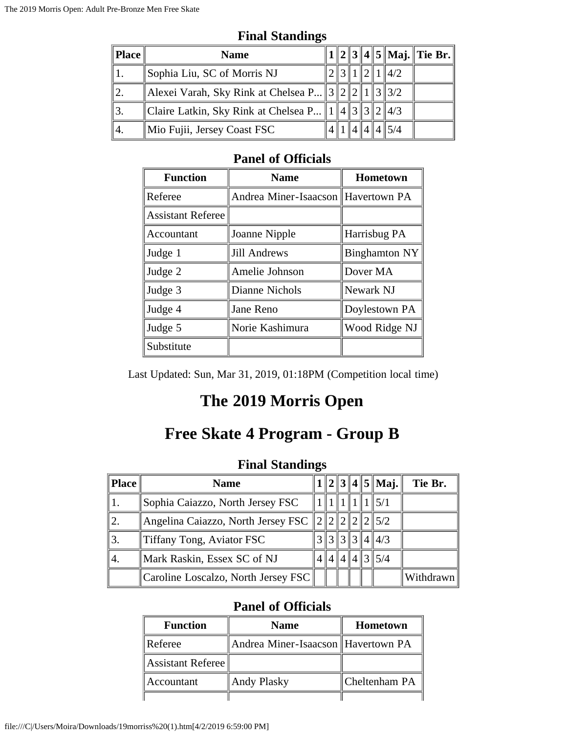### Final Standings

| Place | Name | 1 | 2 | 3 | 4 | 5 | Maj. | Tie Br. |
|---|---|---|---|---|---|---|---|---|
| 1. | Sophia Liu, SC of Morris NJ | 2 | 3 | 1 | 2 | 1 | 4/2 | |
| 2. | Alexei Varah, Sky Rink at Chelsea P... | 3 | 2 | 2 | 1 | 3 | 3/2 | |
| 3. | Claire Latkin, Sky Rink at Chelsea P... | 1 | 4 | 3 | 3 | 2 | 4/3 | |
| 4. | Mio Fujii, Jersey Coast FSC | 4 | 1 | 4 | 4 | 4 | 5/4 | |

### Panel of Officials

| Function | Name | Hometown |
|---|---|---|
| Referee | Andrea Miner-Isaacson | Havertown PA |
| Assistant Referee | | |
| Accountant | Joanne Nipple | Harrisbug PA |
| Judge 1 | Jill Andrews | Binghamton NY |
| Judge 2 | Amelie Johnson | Dover MA |
| Judge 3 | Dianne Nichols | Newark NJ |
| Judge 4 | Jane Reno | Doylestown PA |
| Judge 5 | Norie Kashimura | Wood Ridge NJ |
| Substitute | | |

Last Updated: Sun, Mar 31, 2019, 01:18PM (Competition local time)

# The 2019 Morris Open

# Free Skate 4 Program - Group B

### Final Standings

| Place | Name | 1 | 2 | 3 | 4 | 5 | Maj. | Tie Br. |
|---|---|---|---|---|---|---|---|---|
| 1. | Sophia Caiazzo, North Jersey FSC | 1 | 1 | 1 | 1 | 1 | 5/1 | |
| 2. | Angelina Caiazzo, North Jersey FSC | 2 | 2 | 2 | 2 | 2 | 5/2 | |
| 3. | Tiffany Tong, Aviator FSC | 3 | 3 | 3 | 3 | 4 | 4/3 | |
| 4. | Mark Raskin, Essex SC of NJ | 4 | 4 | 4 | 4 | 3 | 5/4 | |
| | Caroline Loscalzo, North Jersey FSC | | | | | | | Withdrawn |

### Panel of Officials

| Function | Name | Hometown |
|---|---|---|
| Referee | Andrea Miner-Isaacson | Havertown PA |
| Assistant Referee | | |
| Accountant | Andy Plasky | Cheltenham PA |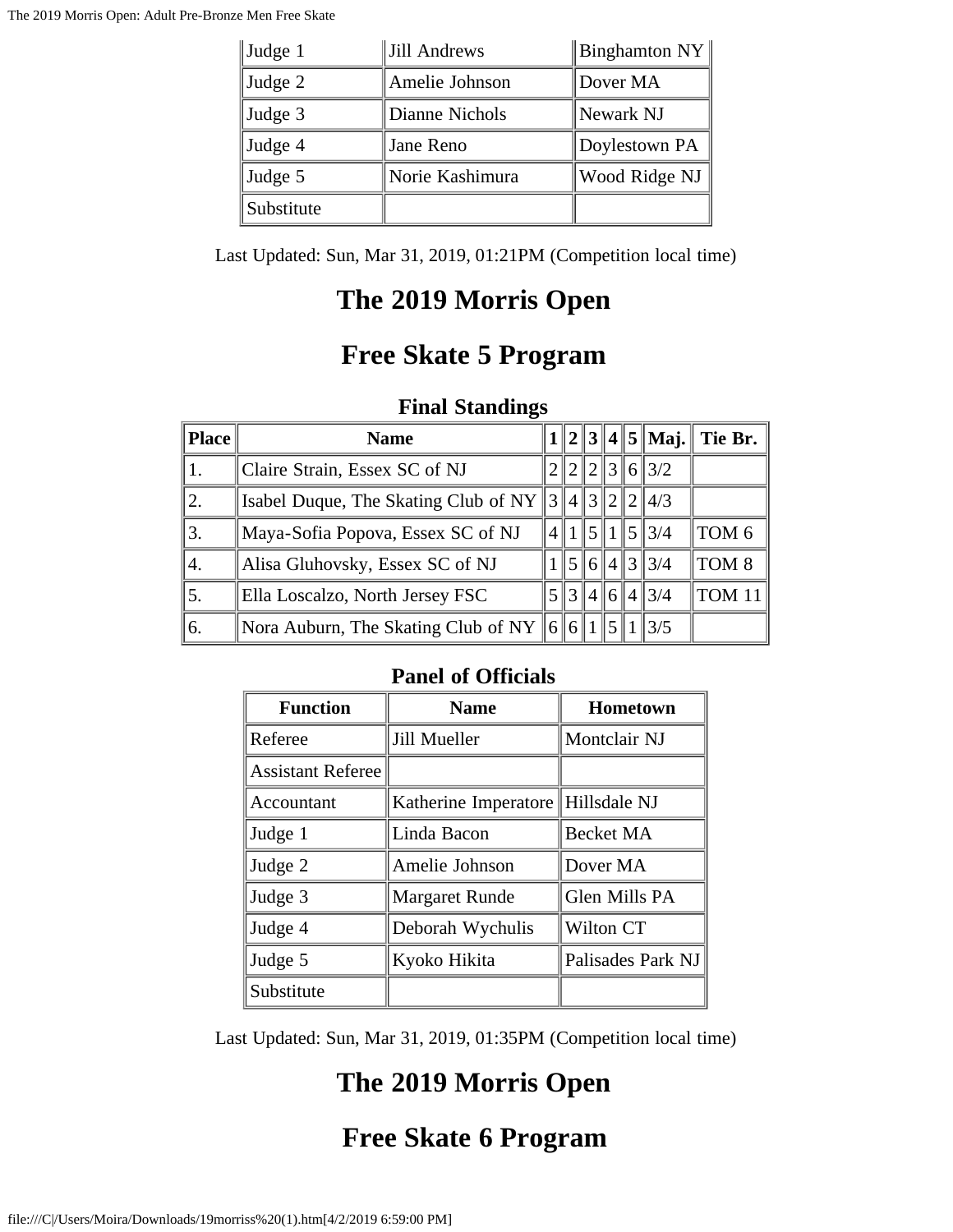| Judge 1 | Jill Andrews | Binghamton NY |
| --- | --- | --- |
| Judge 2 | Amelie Johnson | Dover MA |
| Judge 3 | Dianne Nichols | Newark NJ |
| Judge 4 | Jane Reno | Doylestown PA |
| Judge 5 | Norie Kashimura | Wood Ridge NJ |
| Substitute | | |

Last Updated: Sun, Mar 31, 2019, 01:21PM (Competition local time)

# The 2019 Morris Open

# Free Skate 5 Program

### Final Standings

| Place | Name | 1 | 2 | 3 | 4 | 5 | Maj. | Tie Br. |
| --- | --- | --- | --- | --- | --- | --- | --- | --- |
| 1. | Claire Strain, Essex SC of NJ | 2 | 2 | 2 | 3 | 6 | 3/2 | |
| 2. | Isabel Duque, The Skating Club of NY | 3 | 4 | 3 | 2 | 2 | 4/3 | |
| 3. | Maya-Sofia Popova, Essex SC of NJ | 4 | 1 | 5 | 1 | 5 | 3/4 | TOM 6 |
| 4. | Alisa Gluhovsky, Essex SC of NJ | 1 | 5 | 6 | 4 | 3 | 3/4 | TOM 8 |
| 5. | Ella Loscalzo, North Jersey FSC | 5 | 3 | 4 | 6 | 4 | 3/4 | TOM 11 |
| 6. | Nora Auburn, The Skating Club of NY | 6 | 6 | 1 | 5 | 1 | 3/5 | |

### Panel of Officials

| Function | Name | Hometown |
| --- | --- | --- |
| Referee | Jill Mueller | Montclair NJ |
| Assistant Referee | | |
| Accountant | Katherine Imperatore | Hillsdale NJ |
| Judge 1 | Linda Bacon | Becket MA |
| Judge 2 | Amelie Johnson | Dover MA |
| Judge 3 | Margaret Runde | Glen Mills PA |
| Judge 4 | Deborah Wychulis | Wilton CT |
| Judge 5 | Kyoko Hikita | Palisades Park NJ |
| Substitute | | |

Last Updated: Sun, Mar 31, 2019, 01:35PM (Competition local time)

# The 2019 Morris Open

# Free Skate 6 Program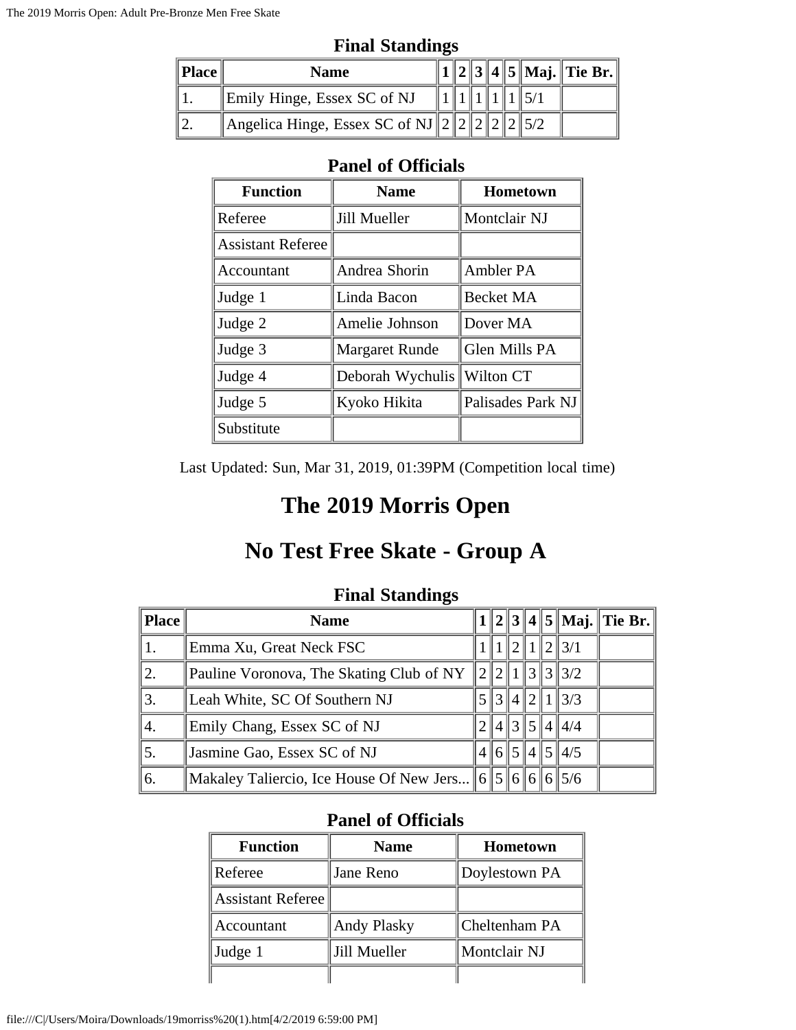### Final Standings

| Place | Name | 1 | 2 | 3 | 4 | 5 | Maj. | Tie Br. |
|---|---|---|---|---|---|---|---|---|
| 1. | Emily Hinge, Essex SC of NJ | 1 | 1 | 1 | 1 | 1 | 5/1 | |
| 2. | Angelica Hinge, Essex SC of NJ | 2 | 2 | 2 | 2 | 2 | 5/2 | |

### Panel of Officials

| Function | Name | Hometown |
|---|---|---|
| Referee | Jill Mueller | Montclair NJ |
| Assistant Referee | | |
| Accountant | Andrea Shorin | Ambler PA |
| Judge 1 | Linda Bacon | Becket MA |
| Judge 2 | Amelie Johnson | Dover MA |
| Judge 3 | Margaret Runde | Glen Mills PA |
| Judge 4 | Deborah Wychulis | Wilton CT |
| Judge 5 | Kyoko Hikita | Palisades Park NJ |
| Substitute | | |

Last Updated: Sun, Mar 31, 2019, 01:39PM (Competition local time)

# The 2019 Morris Open

# No Test Free Skate - Group A

### Final Standings

| Place | Name | 1 | 2 | 3 | 4 | 5 | Maj. | Tie Br. |
|---|---|---|---|---|---|---|---|---|
| 1. | Emma Xu, Great Neck FSC | 1 | 1 | 2 | 1 | 2 | 3/1 | |
| 2. | Pauline Voronova, The Skating Club of NY | 2 | 2 | 1 | 3 | 3 | 3/2 | |
| 3. | Leah White, SC Of Southern NJ | 5 | 3 | 4 | 2 | 1 | 3/3 | |
| 4. | Emily Chang, Essex SC of NJ | 2 | 4 | 3 | 5 | 4 | 4/4 | |
| 5. | Jasmine Gao, Essex SC of NJ | 4 | 6 | 5 | 4 | 5 | 4/5 | |
| 6. | Makaley Taliercio, Ice House Of New Jers... | 6 | 5 | 6 | 6 | 6 | 5/6 | |

### Panel of Officials

| Function | Name | Hometown |
|---|---|---|
| Referee | Jane Reno | Doylestown PA |
| Assistant Referee | | |
| Accountant | Andy Plasky | Cheltenham PA |
| Judge 1 | Jill Mueller | Montclair NJ |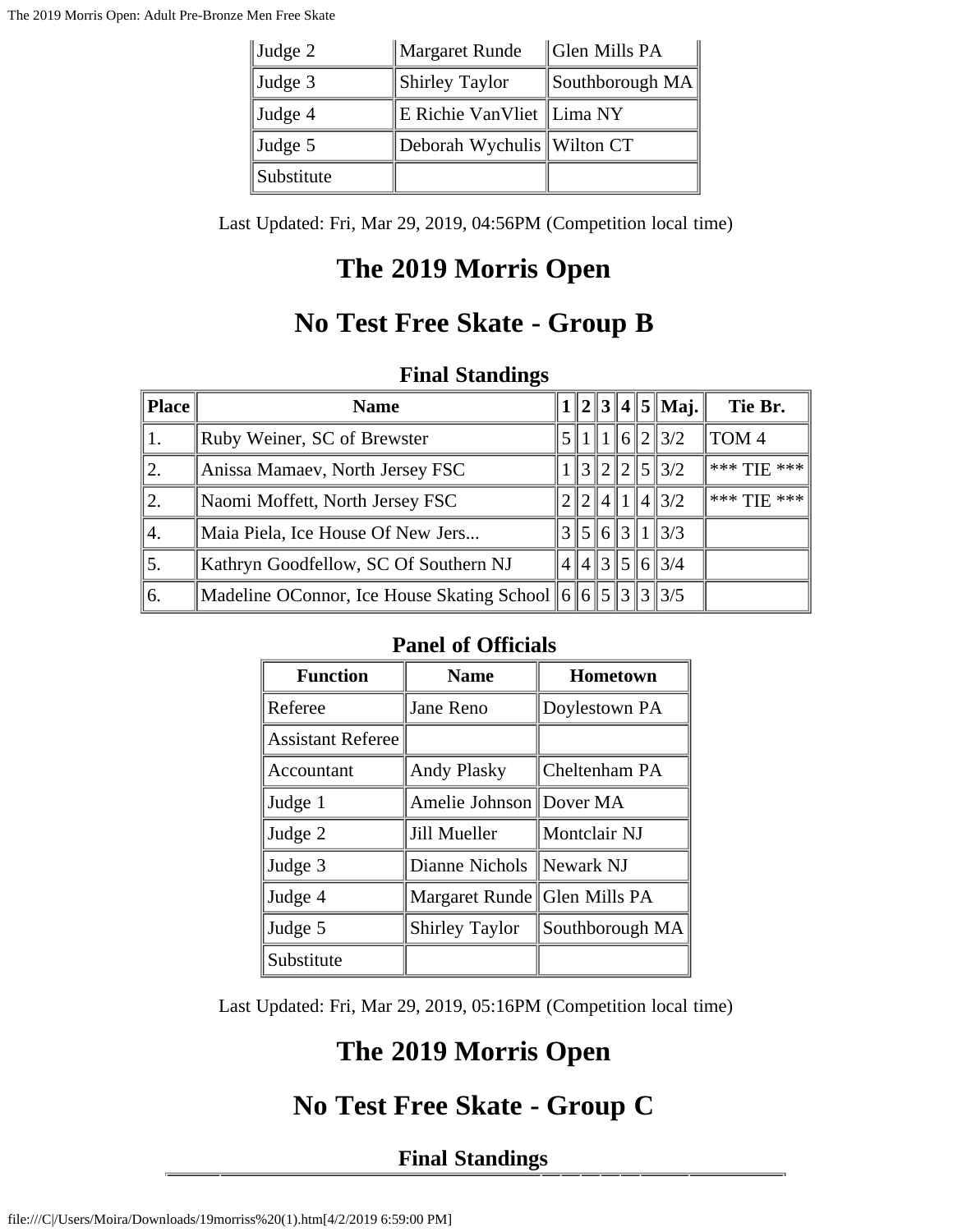| Judge 2 | Margaret Runde | Glen Mills PA |
|---|---|---|
| Judge 3 | Shirley Taylor | Southborough MA |
| Judge 4 | E Richie VanVliet | Lima NY |
| Judge 5 | Deborah Wychulis | Wilton CT |
| Substitute | | |

Last Updated: Fri, Mar 29, 2019, 04:56PM (Competition local time)

# The 2019 Morris Open

# No Test Free Skate - Group B

### Final Standings

| Place | Name | 1 | 2 | 3 | 4 | 5 | Maj. | Tie Br. |
|---|---|---|---|---|---|---|---|---|
| 1. | Ruby Weiner, SC of Brewster | 5 | 1 | 1 | 6 | 2 | 3/2 | TOM 4 |
| 2. | Anissa Mamaev, North Jersey FSC | 1 | 3 | 2 | 2 | 5 | 3/2 | *** TIE *** |
| 2. | Naomi Moffett, North Jersey FSC | 2 | 2 | 4 | 1 | 4 | 3/2 | *** TIE *** |
| 4. | Maia Piela, Ice House Of New Jers... | 3 | 5 | 6 | 3 | 1 | 3/3 | |
| 5. | Kathryn Goodfellow, SC Of Southern NJ | 4 | 4 | 3 | 5 | 6 | 3/4 | |
| 6. | Madeline OConnor, Ice House Skating School | 6 | 6 | 5 | 3 | 3 | 3/5 | |

### Panel of Officials

| Function | Name | Hometown |
|---|---|---|
| Referee | Jane Reno | Doylestown PA |
| Assistant Referee | | |
| Accountant | Andy Plasky | Cheltenham PA |
| Judge 1 | Amelie Johnson | Dover MA |
| Judge 2 | Jill Mueller | Montclair NJ |
| Judge 3 | Dianne Nichols | Newark NJ |
| Judge 4 | Margaret Runde | Glen Mills PA |
| Judge 5 | Shirley Taylor | Southborough MA |
| Substitute | | |

Last Updated: Fri, Mar 29, 2019, 05:16PM (Competition local time)

# The 2019 Morris Open

# No Test Free Skate - Group C

### Final Standings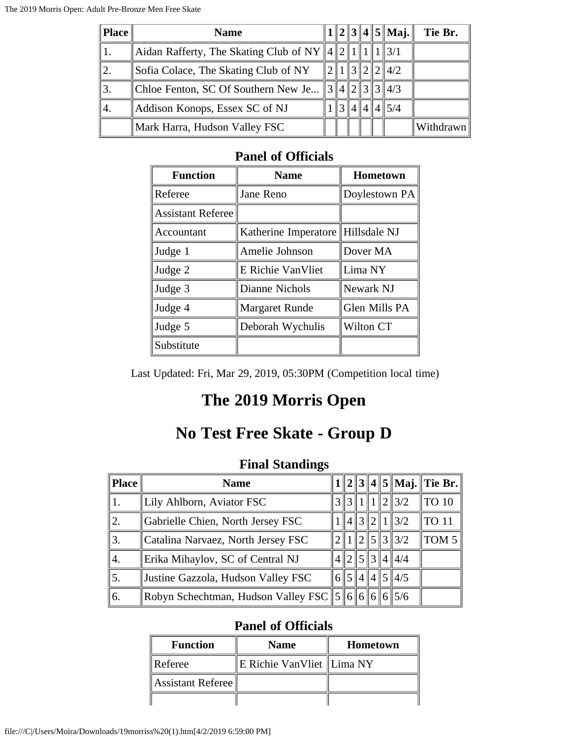| Place | Name | 1 | 2 | 3 | 4 | 5 | Maj. | Tie Br. |
|---|---|---|---|---|---|---|---|---|
| 1. | Aidan Rafferty, The Skating Club of NY | 4 | 2 | 1 | 1 | 1 | 3/1 | |
| 2. | Sofia Colace, The Skating Club of NY | 2 | 1 | 3 | 2 | 2 | 4/2 | |
| 3. | Chloe Fenton, SC Of Southern New Je... | 3 | 4 | 2 | 3 | 3 | 4/3 | |
| 4. | Addison Konops, Essex SC of NJ | 1 | 3 | 4 | 4 | 4 | 5/4 | |
| | Mark Harra, Hudson Valley FSC | | | | | | | Withdrawn |

### Panel of Officials

| Function | Name | Hometown |
|---|---|---|
| Referee | Jane Reno | Doylestown PA |
| Assistant Referee | | |
| Accountant | Katherine Imperatore | Hillsdale NJ |
| Judge 1 | Amelie Johnson | Dover MA |
| Judge 2 | E Richie VanVliet | Lima NY |
| Judge 3 | Dianne Nichols | Newark NJ |
| Judge 4 | Margaret Runde | Glen Mills PA |
| Judge 5 | Deborah Wychulis | Wilton CT |
| Substitute | | |

Last Updated: Fri, Mar 29, 2019, 05:30PM (Competition local time)

# The 2019 Morris Open

# No Test Free Skate - Group D

### Final Standings

| Place | Name | 1 | 2 | 3 | 4 | 5 | Maj. | Tie Br. |
|---|---|---|---|---|---|---|---|---|
| 1. | Lily Ahlborn, Aviator FSC | 3 | 3 | 1 | 1 | 2 | 3/2 | TO 10 |
| 2. | Gabrielle Chien, North Jersey FSC | 1 | 4 | 3 | 2 | 1 | 3/2 | TO 11 |
| 3. | Catalina Narvaez, North Jersey FSC | 2 | 1 | 2 | 5 | 3 | 3/2 | TOM 5 |
| 4. | Erika Mihaylov, SC of Central NJ | 4 | 2 | 5 | 3 | 4 | 4/4 | |
| 5. | Justine Gazzola, Hudson Valley FSC | 6 | 5 | 4 | 4 | 5 | 4/5 | |
| 6. | Robyn Schechtman, Hudson Valley FSC | 5 | 6 | 6 | 6 | 6 | 5/6 | |

### Panel of Officials

| Function | Name | Hometown |
|---|---|---|
| Referee | E Richie VanVliet | Lima NY |
| Assistant Referee | | |
| | | |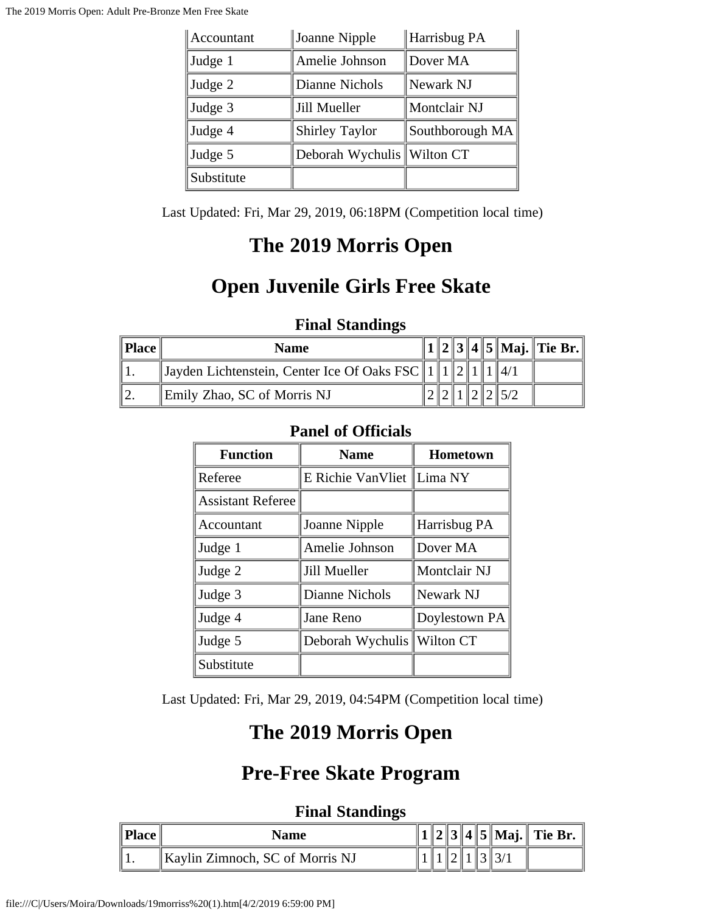| Accountant | Joanne Nipple | Harrisbug PA |
|---|---|---|
| Judge 1 | Amelie Johnson | Dover MA |
| Judge 2 | Dianne Nichols | Newark NJ |
| Judge 3 | Jill Mueller | Montclair NJ |
| Judge 4 | Shirley Taylor | Southborough MA |
| Judge 5 | Deborah Wychulis | Wilton CT |
| Substitute | | |

Last Updated: Fri, Mar 29, 2019, 06:18PM (Competition local time)

# The 2019 Morris Open

# Open Juvenile Girls Free Skate

### Final Standings

| Place | Name | 1 | 2 | 3 | 4 | 5 | Maj. | Tie Br. |
|---|---|---|---|---|---|---|---|---|
| 1. | Jayden Lichtenstein, Center Ice Of Oaks FSC | 1 | 1 | 2 | 1 | 1 | 4/1 | |
| 2. | Emily Zhao, SC of Morris NJ | 2 | 2 | 1 | 2 | 2 | 5/2 | |

### Panel of Officials

| Function | Name | Hometown |
|---|---|---|
| Referee | E Richie VanVliet | Lima NY |
| Assistant Referee | | |
| Accountant | Joanne Nipple | Harrisbug PA |
| Judge 1 | Amelie Johnson | Dover MA |
| Judge 2 | Jill Mueller | Montclair NJ |
| Judge 3 | Dianne Nichols | Newark NJ |
| Judge 4 | Jane Reno | Doylestown PA |
| Judge 5 | Deborah Wychulis | Wilton CT |
| Substitute | | |

Last Updated: Fri, Mar 29, 2019, 04:54PM (Competition local time)

# The 2019 Morris Open

# Pre-Free Skate Program

### Final Standings

| Place | Name | 1 | 2 | 3 | 4 | 5 | Maj. | Tie Br. |
|---|---|---|---|---|---|---|---|---|
| 1. | Kaylin Zimnoch, SC of Morris NJ | 1 | 1 | 2 | 1 | 3 | 3/1 | |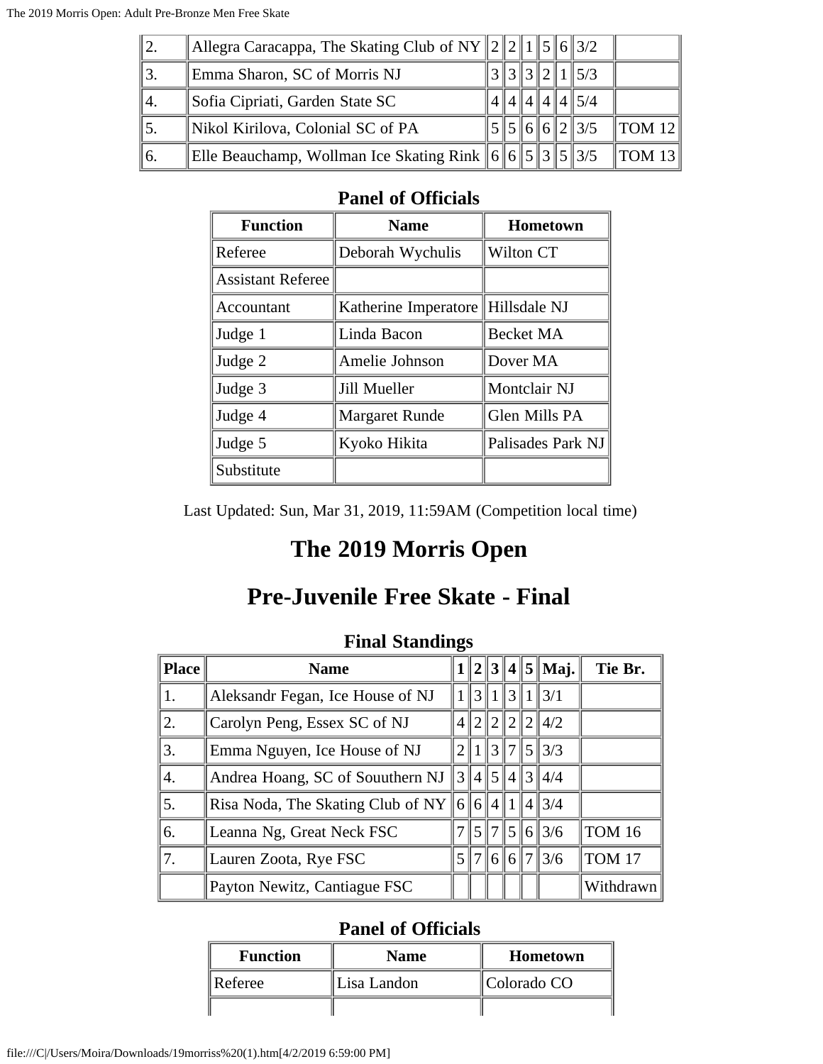| | | | | | | | | |
|---|---|---|---|---|---|---|---|---|
| 2. | Allegra Caracappa, The Skating Club of NY | 2 | 2 | 1 | 5 | 6 | 3/2 | |
| 3. | Emma Sharon, SC of Morris NJ | 3 | 3 | 3 | 2 | 1 | 5/3 | |
| 4. | Sofia Cipriati, Garden State SC | 4 | 4 | 4 | 4 | 4 | 5/4 | |
| 5. | Nikol Kirilova, Colonial SC of PA | 5 | 5 | 6 | 6 | 2 | 3/5 | TOM 12 |
| 6. | Elle Beauchamp, Wollman Ice Skating Rink | 6 | 6 | 5 | 3 | 5 | 3/5 | TOM 13 |

### Panel of Officials

| Function | Name | Hometown |
|---|---|---|
| Referee | Deborah Wychulis | Wilton CT |
| Assistant Referee | | |
| Accountant | Katherine Imperatore | Hillsdale NJ |
| Judge 1 | Linda Bacon | Becket MA |
| Judge 2 | Amelie Johnson | Dover MA |
| Judge 3 | Jill Mueller | Montclair NJ |
| Judge 4 | Margaret Runde | Glen Mills PA |
| Judge 5 | Kyoko Hikita | Palisades Park NJ |
| Substitute | | |

Last Updated: Sun, Mar 31, 2019, 11:59AM (Competition local time)

# The 2019 Morris Open

# Pre-Juvenile Free Skate - Final

### Final Standings

| Place | Name | 1 | 2 | 3 | 4 | 5 | Maj. | Tie Br. |
|---|---|---|---|---|---|---|---|---|
| 1. | Aleksandr Fegan, Ice House of NJ | 1 | 3 | 1 | 3 | 1 | 3/1 | |
| 2. | Carolyn Peng, Essex SC of NJ | 4 | 2 | 2 | 2 | 2 | 4/2 | |
| 3. | Emma Nguyen, Ice House of NJ | 2 | 1 | 3 | 7 | 5 | 3/3 | |
| 4. | Andrea Hoang, SC of Souuthern NJ | 3 | 4 | 5 | 4 | 3 | 4/4 | |
| 5. | Risa Noda, The Skating Club of NY | 6 | 6 | 4 | 1 | 4 | 3/4 | |
| 6. | Leanna Ng, Great Neck FSC | 7 | 5 | 7 | 5 | 6 | 3/6 | TOM 16 |
| 7. | Lauren Zoota, Rye FSC | 5 | 7 | 6 | 6 | 7 | 3/6 | TOM 17 |
| | Payton Newitz, Cantiague FSC | | | | | | | Withdrawn |

### Panel of Officials

| Function | Name | Hometown |
|---|---|---|
| Referee | Lisa Landon | Colorado CO |
| | | |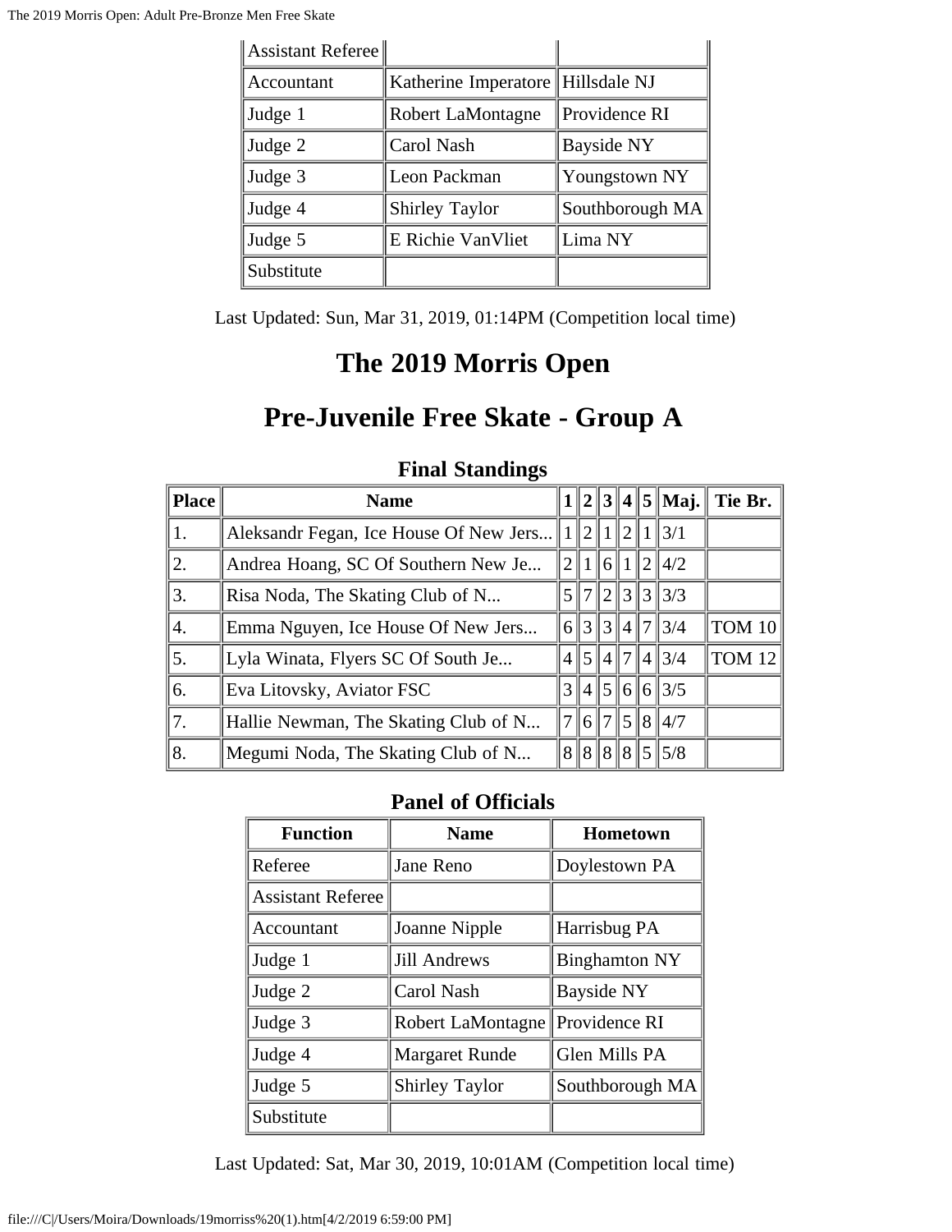| Assistant Referee | | |
|---|---|---|
| Accountant | Katherine Imperatore | Hillsdale NJ |
| Judge 1 | Robert LaMontagne | Providence RI |
| Judge 2 | Carol Nash | Bayside NY |
| Judge 3 | Leon Packman | Youngstown NY |
| Judge 4 | Shirley Taylor | Southborough MA |
| Judge 5 | E Richie VanVliet | Lima NY |
| Substitute | | |

Last Updated: Sun, Mar 31, 2019, 01:14PM (Competition local time)

# The 2019 Morris Open

# Pre-Juvenile Free Skate - Group A

### Final Standings

| Place | Name | 1 | 2 | 3 | 4 | 5 | Maj. | Tie Br. |
|---|---|---|---|---|---|---|---|---|
| 1. | Aleksandr Fegan, Ice House Of New Jers... | 1 | 2 | 1 | 2 | 1 | 3/1 | |
| 2. | Andrea Hoang, SC Of Southern New Je... | 2 | 1 | 6 | 1 | 2 | 4/2 | |
| 3. | Risa Noda, The Skating Club of N... | 5 | 7 | 2 | 3 | 3 | 3/3 | |
| 4. | Emma Nguyen, Ice House Of New Jers... | 6 | 3 | 3 | 4 | 7 | 3/4 | TOM 10 |
| 5. | Lyla Winata, Flyers SC Of South Je... | 4 | 5 | 4 | 7 | 4 | 3/4 | TOM 12 |
| 6. | Eva Litovsky, Aviator FSC | 3 | 4 | 5 | 6 | 6 | 3/5 | |
| 7. | Hallie Newman, The Skating Club of N... | 7 | 6 | 7 | 5 | 8 | 4/7 | |
| 8. | Megumi Noda, The Skating Club of N... | 8 | 8 | 8 | 8 | 5 | 5/8 | |

### Panel of Officials

| Function | Name | Hometown |
|---|---|---|
| Referee | Jane Reno | Doylestown PA |
| Assistant Referee | | |
| Accountant | Joanne Nipple | Harrisbug PA |
| Judge 1 | Jill Andrews | Binghamton NY |
| Judge 2 | Carol Nash | Bayside NY |
| Judge 3 | Robert LaMontagne | Providence RI |
| Judge 4 | Margaret Runde | Glen Mills PA |
| Judge 5 | Shirley Taylor | Southborough MA |
| Substitute | | |

Last Updated: Sat, Mar 30, 2019, 10:01AM (Competition local time)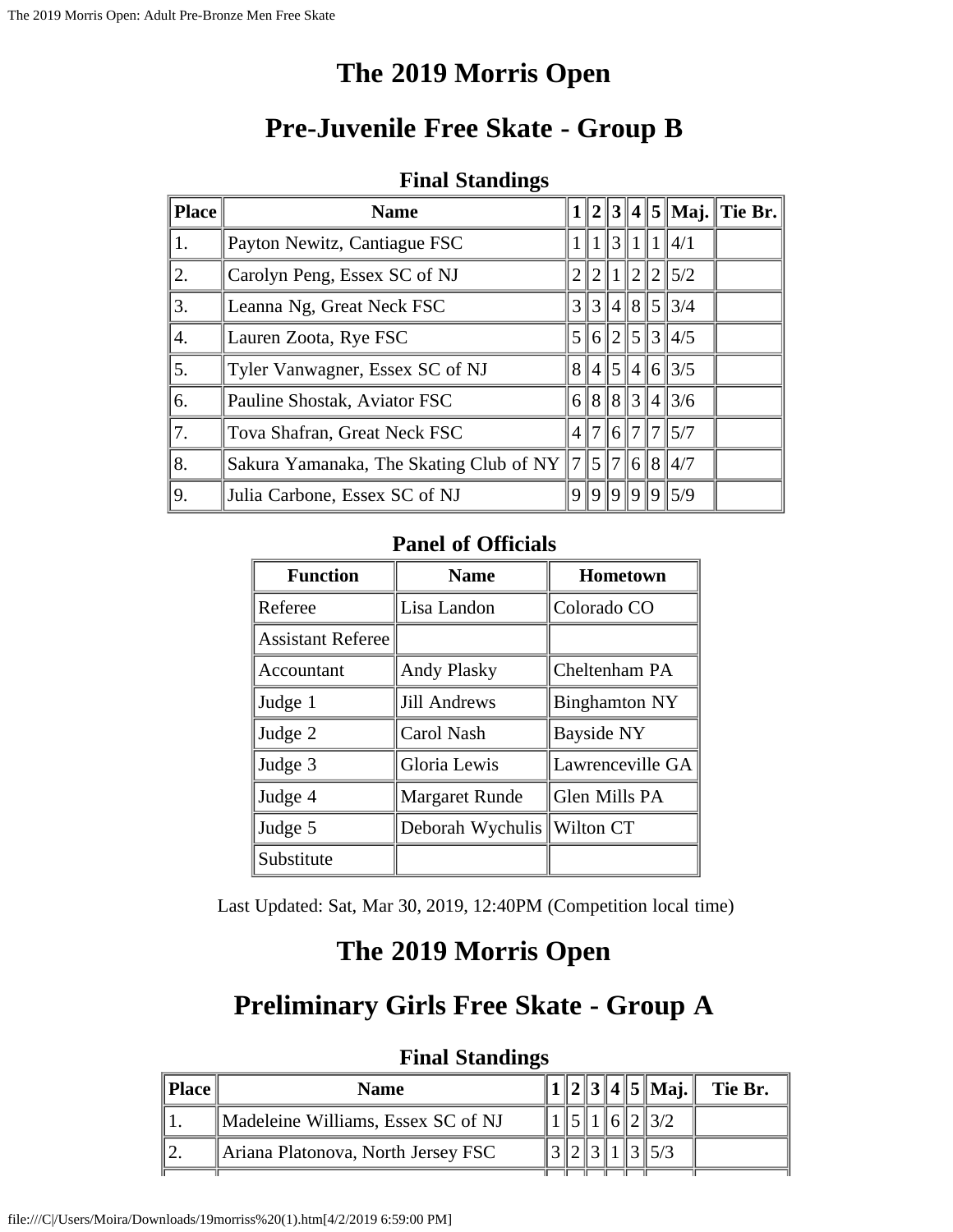# The 2019 Morris Open

## Pre-Juvenile Free Skate - Group B

### Final Standings

| Place | Name | 1 | 2 | 3 | 4 | 5 | Maj. | Tie Br. |
|---|---|---|---|---|---|---|---|---|
| 1. | Payton Newitz, Cantiague FSC | 1 | 1 | 3 | 1 | 1 | 4/1 | |
| 2. | Carolyn Peng, Essex SC of NJ | 2 | 2 | 1 | 2 | 2 | 5/2 | |
| 3. | Leanna Ng, Great Neck FSC | 3 | 3 | 4 | 8 | 5 | 3/4 | |
| 4. | Lauren Zoota, Rye FSC | 5 | 6 | 2 | 5 | 3 | 4/5 | |
| 5. | Tyler Vanwagner, Essex SC of NJ | 8 | 4 | 5 | 4 | 6 | 3/5 | |
| 6. | Pauline Shostak, Aviator FSC | 6 | 8 | 8 | 3 | 4 | 3/6 | |
| 7. | Tova Shafran, Great Neck FSC | 4 | 7 | 6 | 7 | 7 | 5/7 | |
| 8. | Sakura Yamanaka, The Skating Club of NY | 7 | 5 | 7 | 6 | 8 | 4/7 | |
| 9. | Julia Carbone, Essex SC of NJ | 9 | 9 | 9 | 9 | 9 | 5/9 | |

### Panel of Officials

| Function | Name | Hometown |
|---|---|---|
| Referee | Lisa Landon | Colorado CO |
| Assistant Referee | | |
| Accountant | Andy Plasky | Cheltenham PA |
| Judge 1 | Jill Andrews | Binghamton NY |
| Judge 2 | Carol Nash | Bayside NY |
| Judge 3 | Gloria Lewis | Lawrenceville GA |
| Judge 4 | Margaret Runde | Glen Mills PA |
| Judge 5 | Deborah Wychulis | Wilton CT |
| Substitute | | |

Last Updated: Sat, Mar 30, 2019, 12:40PM (Competition local time)

# The 2019 Morris Open

## Preliminary Girls Free Skate - Group A

### Final Standings

| Place | Name | 1 | 2 | 3 | 4 | 5 | Maj. | Tie Br. |
|---|---|---|---|---|---|---|---|---|
| 1. | Madeleine Williams, Essex SC of NJ | 1 | 5 | 1 | 6 | 2 | 3/2 | |
| 2. | Ariana Platonova, North Jersey FSC | 3 | 2 | 3 | 1 | 3 | 5/3 | |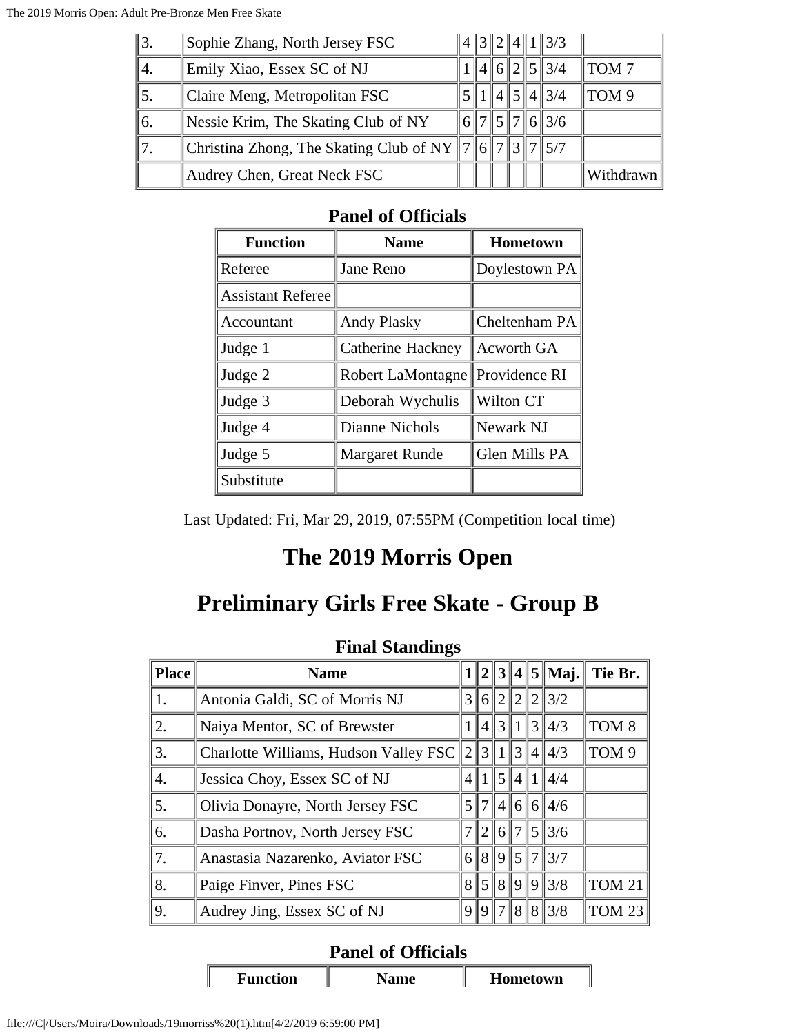| | | | | | | | | |
|---|---|---|---|---|---|---|---|---|
| 3. | Sophie Zhang, North Jersey FSC | 4 | 3 | 2 | 4 | 1 | 3/3 | |
| 4. | Emily Xiao, Essex SC of NJ | 1 | 4 | 6 | 2 | 5 | 3/4 | TOM 7 |
| 5. | Claire Meng, Metropolitan FSC | 5 | 1 | 4 | 5 | 4 | 3/4 | TOM 9 |
| 6. | Nessie Krim, The Skating Club of NY | 6 | 7 | 5 | 7 | 6 | 3/6 | |
| 7. | Christina Zhong, The Skating Club of NY | 7 | 6 | 7 | 3 | 7 | 5/7 | |
| | Audrey Chen, Great Neck FSC | | | | | | | Withdrawn |

### Panel of Officials

| Function | Name | Hometown |
|---|---|---|
| Referee | Jane Reno | Doylestown PA |
| Assistant Referee | | |
| Accountant | Andy Plasky | Cheltenham PA |
| Judge 1 | Catherine Hackney | Acworth GA |
| Judge 2 | Robert LaMontagne | Providence RI |
| Judge 3 | Deborah Wychulis | Wilton CT |
| Judge 4 | Dianne Nichols | Newark NJ |
| Judge 5 | Margaret Runde | Glen Mills PA |
| Substitute | | |

Last Updated: Fri, Mar 29, 2019, 07:55PM (Competition local time)

# The 2019 Morris Open

# Preliminary Girls Free Skate - Group B

### Final Standings

| Place | Name | 1 | 2 | 3 | 4 | 5 | Maj. | Tie Br. |
|---|---|---|---|---|---|---|---|---|
| 1. | Antonia Galdi, SC of Morris NJ | 3 | 6 | 2 | 2 | 2 | 3/2 | |
| 2. | Naiya Mentor, SC of Brewster | 1 | 4 | 3 | 1 | 3 | 4/3 | TOM 8 |
| 3. | Charlotte Williams, Hudson Valley FSC | 2 | 3 | 1 | 3 | 4 | 4/3 | TOM 9 |
| 4. | Jessica Choy, Essex SC of NJ | 4 | 1 | 5 | 4 | 1 | 4/4 | |
| 5. | Olivia Donayre, North Jersey FSC | 5 | 7 | 4 | 6 | 6 | 4/6 | |
| 6. | Dasha Portnov, North Jersey FSC | 7 | 2 | 6 | 7 | 5 | 3/6 | |
| 7. | Anastasia Nazarenko, Aviator FSC | 6 | 8 | 9 | 5 | 7 | 3/7 | |
| 8. | Paige Finver, Pines FSC | 8 | 5 | 8 | 9 | 9 | 3/8 | TOM 21 |
| 9. | Audrey Jing, Essex SC of NJ | 9 | 9 | 7 | 8 | 8 | 3/8 | TOM 23 |

### Panel of Officials

| Function | Name | Hometown |
|---|---|---|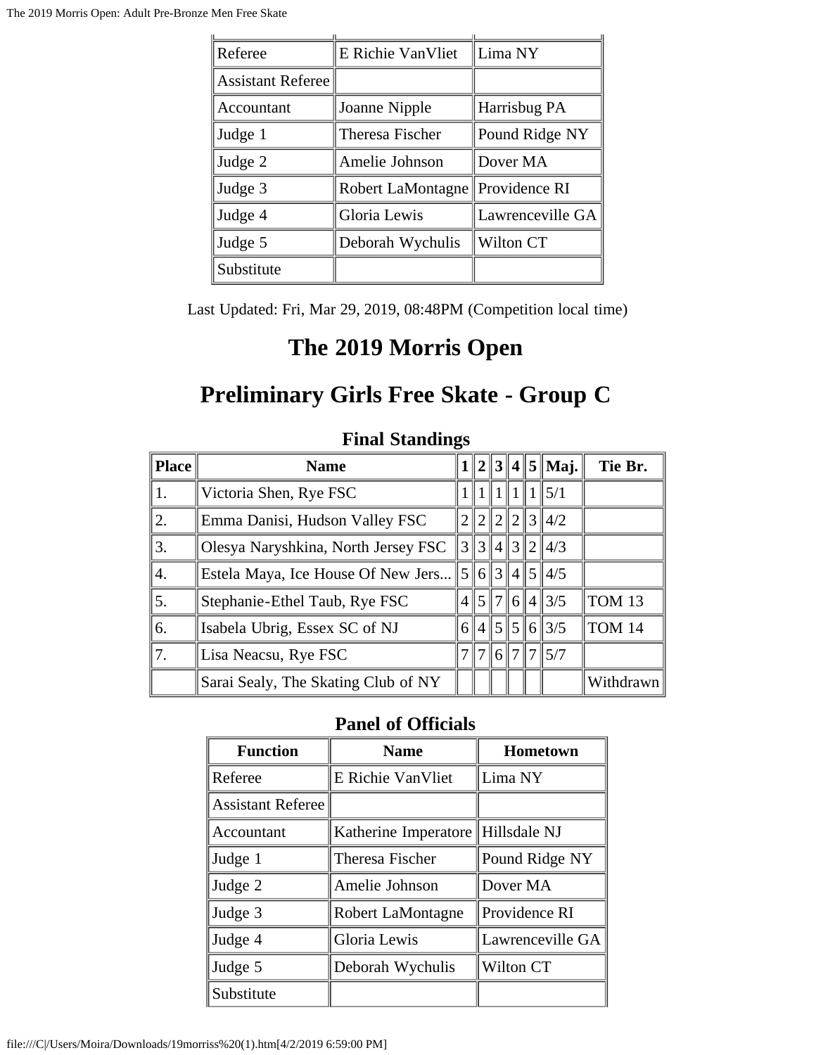| Referee | E Richie VanVliet | Lima NY |
|---|---|---|
| Assistant Referee | | |
| Accountant | Joanne Nipple | Harrisbug PA |
| Judge 1 | Theresa Fischer | Pound Ridge NY |
| Judge 2 | Amelie Johnson | Dover MA |
| Judge 3 | Robert LaMontagne | Providence RI |
| Judge 4 | Gloria Lewis | Lawrenceville GA |
| Judge 5 | Deborah Wychulis | Wilton CT |
| Substitute | | |

Last Updated: Fri, Mar 29, 2019, 08:48PM (Competition local time)

# The 2019 Morris Open

# Preliminary Girls Free Skate - Group C

### Final Standings

| Place | Name | 1 | 2 | 3 | 4 | 5 | Maj. | Tie Br. |
|---|---|---|---|---|---|---|---|---|
| 1. | Victoria Shen, Rye FSC | 1 | 1 | 1 | 1 | 1 | 5/1 | |
| 2. | Emma Danisi, Hudson Valley FSC | 2 | 2 | 2 | 2 | 3 | 4/2 | |
| 3. | Olesya Naryshkina, North Jersey FSC | 3 | 3 | 4 | 3 | 2 | 4/3 | |
| 4. | Estela Maya, Ice House Of New Jers... | 5 | 6 | 3 | 4 | 5 | 4/5 | |
| 5. | Stephanie-Ethel Taub, Rye FSC | 4 | 5 | 7 | 6 | 4 | 3/5 | TOM 13 |
| 6. | Isabela Ubrig, Essex SC of NJ | 6 | 4 | 5 | 5 | 6 | 3/5 | TOM 14 |
| 7. | Lisa Neacsu, Rye FSC | 7 | 7 | 6 | 7 | 7 | 5/7 | |
| | Sarai Sealy, The Skating Club of NY | | | | | | | Withdrawn |

### Panel of Officials

| Function | Name | Hometown |
|---|---|---|
| Referee | E Richie VanVliet | Lima NY |
| Assistant Referee | | |
| Accountant | Katherine Imperatore | Hillsdale NJ |
| Judge 1 | Theresa Fischer | Pound Ridge NY |
| Judge 2 | Amelie Johnson | Dover MA |
| Judge 3 | Robert LaMontagne | Providence RI |
| Judge 4 | Gloria Lewis | Lawrenceville GA |
| Judge 5 | Deborah Wychulis | Wilton CT |
| Substitute | | |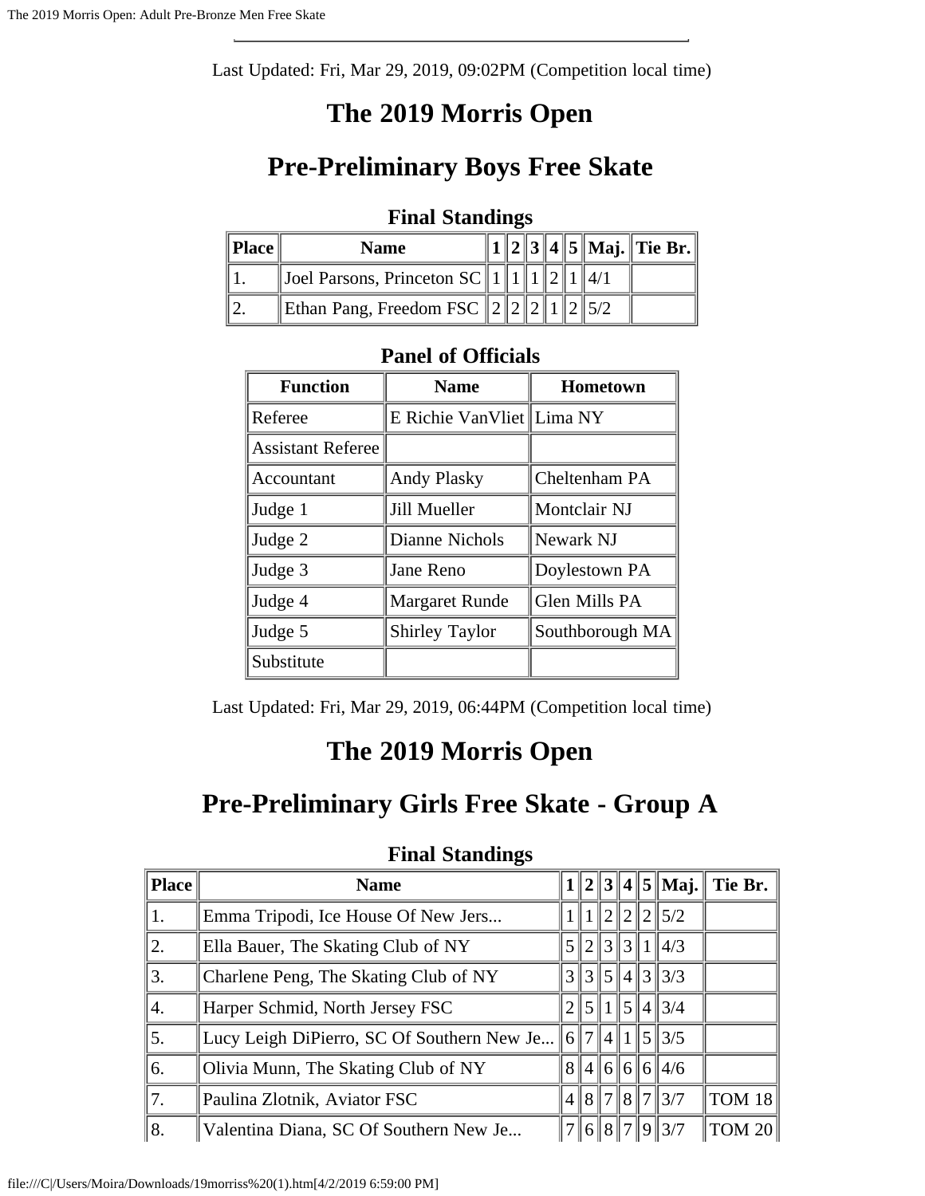Last Updated: Fri, Mar 29, 2019, 09:02PM (Competition local time)

# The 2019 Morris Open

# Pre-Preliminary Boys Free Skate

### Final Standings

| Place | Name | 1 | 2 | 3 | 4 | 5 | Maj. | Tie Br. |
|---|---|---|---|---|---|---|---|---|
| 1. | Joel Parsons, Princeton SC | 1 | 1 | 1 | 2 | 1 | 4/1 | |
| 2. | Ethan Pang, Freedom FSC | 2 | 2 | 2 | 1 | 2 | 5/2 | |

### Panel of Officials

| Function | Name | Hometown |
|---|---|---|
| Referee | E Richie VanVliet | Lima NY |
| Assistant Referee | | |
| Accountant | Andy Plasky | Cheltenham PA |
| Judge 1 | Jill Mueller | Montclair NJ |
| Judge 2 | Dianne Nichols | Newark NJ |
| Judge 3 | Jane Reno | Doylestown PA |
| Judge 4 | Margaret Runde | Glen Mills PA |
| Judge 5 | Shirley Taylor | Southborough MA |
| Substitute | | |

Last Updated: Fri, Mar 29, 2019, 06:44PM (Competition local time)

# The 2019 Morris Open

# Pre-Preliminary Girls Free Skate - Group A

### Final Standings

| Place | Name | 1 | 2 | 3 | 4 | 5 | Maj. | Tie Br. |
|---|---|---|---|---|---|---|---|---|
| 1. | Emma Tripodi, Ice House Of New Jers... | 1 | 1 | 2 | 2 | 2 | 5/2 | |
| 2. | Ella Bauer, The Skating Club of NY | 5 | 2 | 3 | 3 | 1 | 4/3 | |
| 3. | Charlene Peng, The Skating Club of NY | 3 | 3 | 5 | 4 | 3 | 3/3 | |
| 4. | Harper Schmid, North Jersey FSC | 2 | 5 | 1 | 5 | 4 | 3/4 | |
| 5. | Lucy Leigh DiPierro, SC Of Southern New Je... | 6 | 7 | 4 | 1 | 5 | 3/5 | |
| 6. | Olivia Munn, The Skating Club of NY | 8 | 4 | 6 | 6 | 6 | 4/6 | |
| 7. | Paulina Zlotnik, Aviator FSC | 4 | 8 | 7 | 8 | 7 | 3/7 | TOM 18 |
| 8. | Valentina Diana, SC Of Southern New Je... | 7 | 6 | 8 | 7 | 9 | 3/7 | TOM 20 |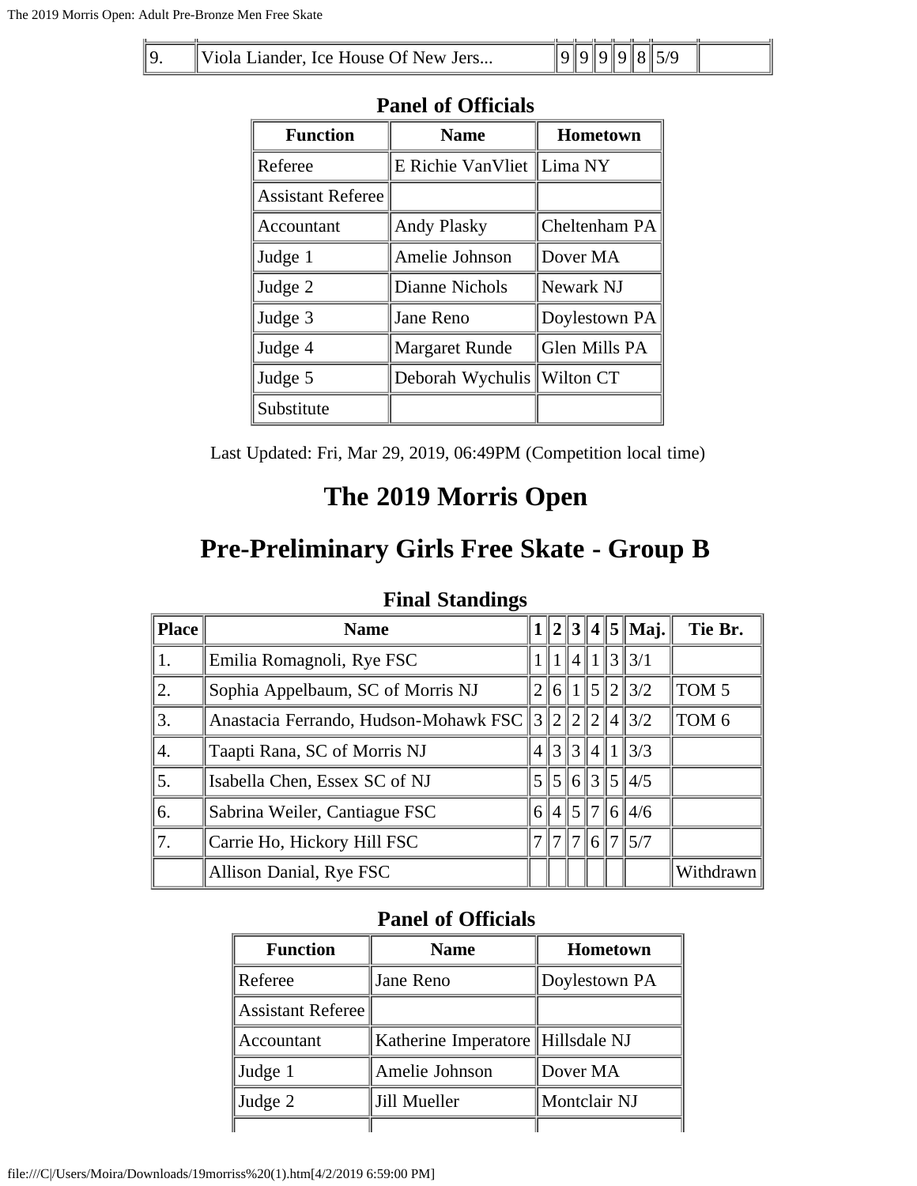| | | | | | | | | |
|---|---|---|---|---|---|---|---|---|
| 9. | Viola Liander, Ice House Of New Jers... | 9 | 9 | 9 | 9 | 8 | 5/9 | |

### Panel of Officials

| Function | Name | Hometown |
|---|---|---|
| Referee | E Richie VanVliet | Lima NY |
| Assistant Referee | | |
| Accountant | Andy Plasky | Cheltenham PA |
| Judge 1 | Amelie Johnson | Dover MA |
| Judge 2 | Dianne Nichols | Newark NJ |
| Judge 3 | Jane Reno | Doylestown PA |
| Judge 4 | Margaret Runde | Glen Mills PA |
| Judge 5 | Deborah Wychulis | Wilton CT |
| Substitute | | |

Last Updated: Fri, Mar 29, 2019, 06:49PM (Competition local time)

# The 2019 Morris Open

# Pre-Preliminary Girls Free Skate - Group B

### Final Standings

| Place | Name | 1 | 2 | 3 | 4 | 5 | Maj. | Tie Br. |
|---|---|---|---|---|---|---|---|---|
| 1. | Emilia Romagnoli, Rye FSC | 1 | 1 | 4 | 1 | 3 | 3/1 | |
| 2. | Sophia Appelbaum, SC of Morris NJ | 2 | 6 | 1 | 5 | 2 | 3/2 | TOM 5 |
| 3. | Anastacia Ferrando, Hudson-Mohawk FSC | 3 | 2 | 2 | 2 | 4 | 3/2 | TOM 6 |
| 4. | Taapti Rana, SC of Morris NJ | 4 | 3 | 3 | 4 | 1 | 3/3 | |
| 5. | Isabella Chen, Essex SC of NJ | 5 | 5 | 6 | 3 | 5 | 4/5 | |
| 6. | Sabrina Weiler, Cantiague FSC | 6 | 4 | 5 | 7 | 6 | 4/6 | |
| 7. | Carrie Ho, Hickory Hill FSC | 7 | 7 | 7 | 6 | 7 | 5/7 | |
| | Allison Danial, Rye FSC | | | | | | | Withdrawn |

### Panel of Officials

| Function | Name | Hometown |
|---|---|---|
| Referee | Jane Reno | Doylestown PA |
| Assistant Referee | | |
| Accountant | Katherine Imperatore | Hillsdale NJ |
| Judge 1 | Amelie Johnson | Dover MA |
| Judge 2 | Jill Mueller | Montclair NJ |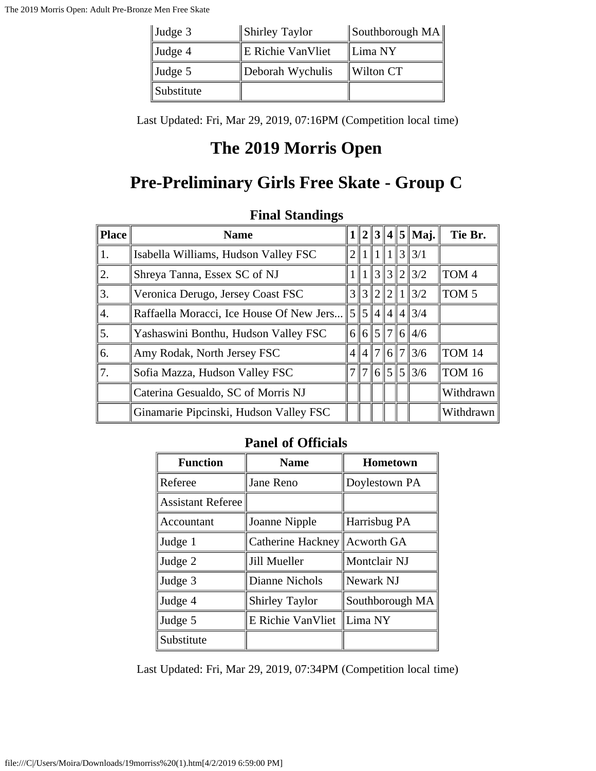| | | |
|---|---|---|
| Judge 3 | Shirley Taylor | Southborough MA |
| Judge 4 | E Richie VanVliet | Lima NY |
| Judge 5 | Deborah Wychulis | Wilton CT |
| Substitute | | |

Last Updated: Fri, Mar 29, 2019, 07:16PM (Competition local time)

# The 2019 Morris Open

# Pre-Preliminary Girls Free Skate - Group C

### Final Standings

| Place | Name | 1 | 2 | 3 | 4 | 5 | Maj. | Tie Br. |
|---|---|---|---|---|---|---|---|---|
| 1. | Isabella Williams, Hudson Valley FSC | 2 | 1 | 1 | 1 | 3 | 3/1 | |
| 2. | Shreya Tanna, Essex SC of NJ | 1 | 1 | 3 | 3 | 2 | 3/2 | TOM 4 |
| 3. | Veronica Derugo, Jersey Coast FSC | 3 | 3 | 2 | 2 | 1 | 3/2 | TOM 5 |
| 4. | Raffaella Moracci, Ice House Of New Jers... | 5 | 5 | 4 | 4 | 4 | 3/4 | |
| 5. | Yashaswini Bonthu, Hudson Valley FSC | 6 | 6 | 5 | 7 | 6 | 4/6 | |
| 6. | Amy Rodak, North Jersey FSC | 4 | 4 | 7 | 6 | 7 | 3/6 | TOM 14 |
| 7. | Sofia Mazza, Hudson Valley FSC | 7 | 7 | 6 | 5 | 5 | 3/6 | TOM 16 |
| | Caterina Gesualdo, SC of Morris NJ | | | | | | | Withdrawn |
| | Ginamarie Pipcinski, Hudson Valley FSC | | | | | | | Withdrawn |

### Panel of Officials

| Function | Name | Hometown |
|---|---|---|
| Referee | Jane Reno | Doylestown PA |
| Assistant Referee | | |
| Accountant | Joanne Nipple | Harrisbug PA |
| Judge 1 | Catherine Hackney | Acworth GA |
| Judge 2 | Jill Mueller | Montclair NJ |
| Judge 3 | Dianne Nichols | Newark NJ |
| Judge 4 | Shirley Taylor | Southborough MA |
| Judge 5 | E Richie VanVliet | Lima NY |
| Substitute | | |

Last Updated: Fri, Mar 29, 2019, 07:34PM (Competition local time)